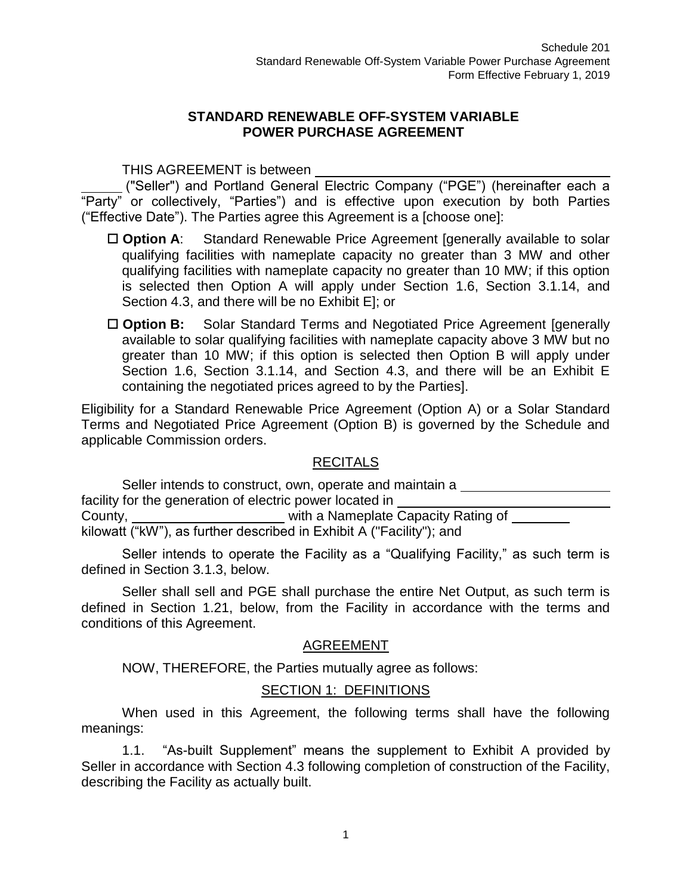# STANDARD RENEWABLE OFF-SYSTEM VARIABLE POWER PURCHASE AGREEMENT

THIS AGREEMENT is between ______________________________________________ ("Seller") and Portland General Electric Company ("PGE") (hereinafter each a "Party" or collectively, "Parties") and is effective upon execution by both Parties ("Effective Date"). The Parties agree this Agreement is a [choose one]:

- ☐ **Option A**: Standard Renewable Price Agreement [generally available to solar qualifying facilities with nameplate capacity no greater than 3 MW and other qualifying facilities with nameplate capacity no greater than 10 MW; if this option is selected then Option A will apply under Section 1.6, Section 3.1.14, and Section 4.3, and there will be no Exhibit E]; or
- ☐ **Option B:** Solar Standard Terms and Negotiated Price Agreement [generally available to solar qualifying facilities with nameplate capacity above 3 MW but no greater than 10 MW; if this option is selected then Option B will apply under Section 1.6, Section 3.1.14, and Section 4.3, and there will be an Exhibit E containing the negotiated prices agreed to by the Parties].

Eligibility for a Standard Renewable Price Agreement (Option A) or a Solar Standard Terms and Negotiated Price Agreement (Option B) is governed by the Schedule and applicable Commission orders.

## RECITALS

Seller intends to construct, own, operate and maintain a ____________________ facility for the generation of electric power located in ______________________________ County, ____________________ with a Nameplate Capacity Rating of ________ kilowatt ("kW"), as further described in Exhibit A ("Facility"); and

Seller intends to operate the Facility as a "Qualifying Facility," as such term is defined in Section 3.1.3, below.

Seller shall sell and PGE shall purchase the entire Net Output, as such term is defined in Section 1.21, below, from the Facility in accordance with the terms and conditions of this Agreement.

## AGREEMENT

NOW, THEREFORE, the Parties mutually agree as follows:

## SECTION 1: DEFINITIONS

When used in this Agreement, the following terms shall have the following meanings:

1.1. "As-built Supplement" means the supplement to Exhibit A provided by Seller in accordance with Section 4.3 following completion of construction of the Facility, describing the Facility as actually built.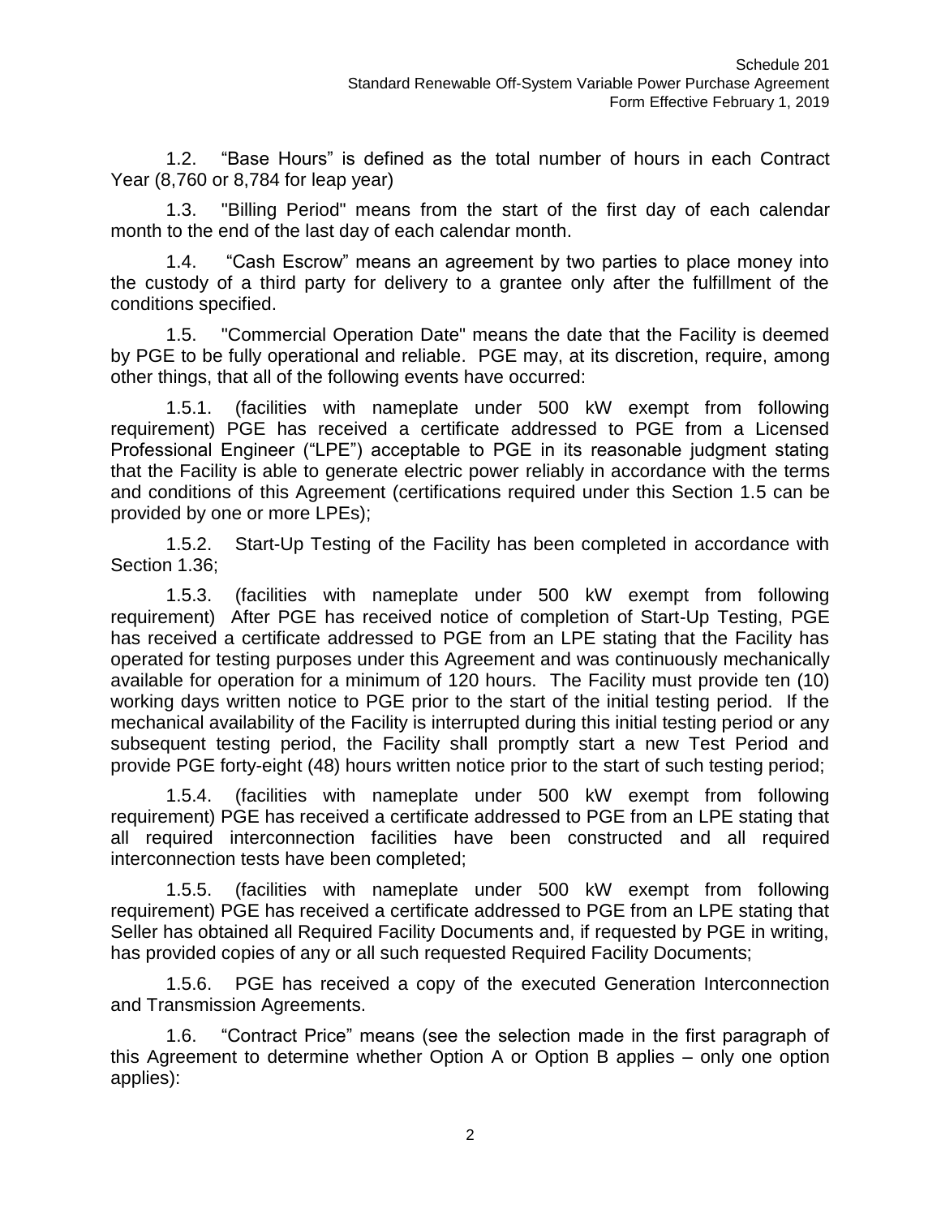1.2. “Base Hours” is defined as the total number of hours in each Contract Year (8,760 or 8,784 for leap year)

1.3. "Billing Period" means from the start of the first day of each calendar month to the end of the last day of each calendar month.

1.4. “Cash Escrow” means an agreement by two parties to place money into the custody of a third party for delivery to a grantee only after the fulfillment of the conditions specified.

1.5. "Commercial Operation Date" means the date that the Facility is deemed by PGE to be fully operational and reliable. PGE may, at its discretion, require, among other things, that all of the following events have occurred:

1.5.1. (facilities with nameplate under 500 kW exempt from following requirement) PGE has received a certificate addressed to PGE from a Licensed Professional Engineer (“LPE”) acceptable to PGE in its reasonable judgment stating that the Facility is able to generate electric power reliably in accordance with the terms and conditions of this Agreement (certifications required under this Section 1.5 can be provided by one or more LPEs);

1.5.2. Start-Up Testing of the Facility has been completed in accordance with Section 1.36;

1.5.3. (facilities with nameplate under 500 kW exempt from following requirement) After PGE has received notice of completion of Start-Up Testing, PGE has received a certificate addressed to PGE from an LPE stating that the Facility has operated for testing purposes under this Agreement and was continuously mechanically available for operation for a minimum of 120 hours. The Facility must provide ten (10) working days written notice to PGE prior to the start of the initial testing period. If the mechanical availability of the Facility is interrupted during this initial testing period or any subsequent testing period, the Facility shall promptly start a new Test Period and provide PGE forty-eight (48) hours written notice prior to the start of such testing period;

1.5.4. (facilities with nameplate under 500 kW exempt from following requirement) PGE has received a certificate addressed to PGE from an LPE stating that all required interconnection facilities have been constructed and all required interconnection tests have been completed;

1.5.5. (facilities with nameplate under 500 kW exempt from following requirement) PGE has received a certificate addressed to PGE from an LPE stating that Seller has obtained all Required Facility Documents and, if requested by PGE in writing, has provided copies of any or all such requested Required Facility Documents;

1.5.6. PGE has received a copy of the executed Generation Interconnection and Transmission Agreements.

1.6. “Contract Price” means (see the selection made in the first paragraph of this Agreement to determine whether Option A or Option B applies – only one option applies):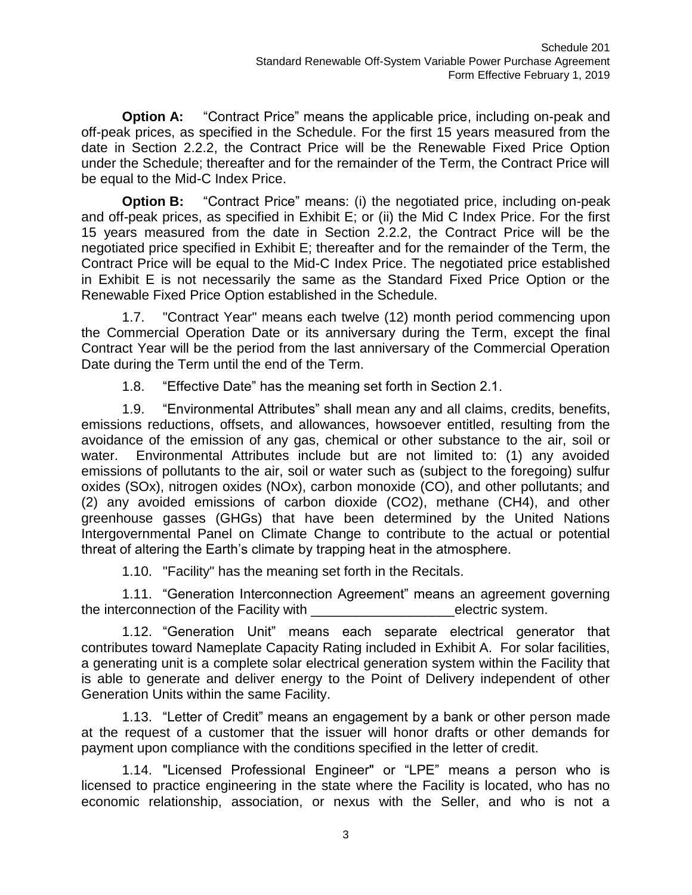**Option A:** "Contract Price" means the applicable price, including on-peak and off-peak prices, as specified in the Schedule. For the first 15 years measured from the date in Section 2.2.2, the Contract Price will be the Renewable Fixed Price Option under the Schedule; thereafter and for the remainder of the Term, the Contract Price will be equal to the Mid-C Index Price.

**Option B:** "Contract Price" means: (i) the negotiated price, including on-peak and off-peak prices, as specified in Exhibit E; or (ii) the Mid C Index Price. For the first 15 years measured from the date in Section 2.2.2, the Contract Price will be the negotiated price specified in Exhibit E; thereafter and for the remainder of the Term, the Contract Price will be equal to the Mid-C Index Price. The negotiated price established in Exhibit E is not necessarily the same as the Standard Fixed Price Option or the Renewable Fixed Price Option established in the Schedule.

1.7. "Contract Year" means each twelve (12) month period commencing upon the Commercial Operation Date or its anniversary during the Term, except the final Contract Year will be the period from the last anniversary of the Commercial Operation Date during the Term until the end of the Term.

1.8. "Effective Date" has the meaning set forth in Section 2.1.

1.9. "Environmental Attributes" shall mean any and all claims, credits, benefits, emissions reductions, offsets, and allowances, howsoever entitled, resulting from the avoidance of the emission of any gas, chemical or other substance to the air, soil or water. Environmental Attributes include but are not limited to: (1) any avoided emissions of pollutants to the air, soil or water such as (subject to the foregoing) sulfur oxides (SOx), nitrogen oxides (NOx), carbon monoxide (CO), and other pollutants; and (2) any avoided emissions of carbon dioxide ($CO_2$), methane ($CH_4$), and other greenhouse gasses (GHGs) that have been determined by the United Nations Intergovernmental Panel on Climate Change to contribute to the actual or potential threat of altering the Earth's climate by trapping heat in the atmosphere.

1.10. "Facility" has the meaning set forth in the Recitals.

1.11. "Generation Interconnection Agreement" means an agreement governing the interconnection of the Facility with ___________________electric system.

1.12. "Generation Unit" means each separate electrical generator that contributes toward Nameplate Capacity Rating included in Exhibit A. For solar facilities, a generating unit is a complete solar electrical generation system within the Facility that is able to generate and deliver energy to the Point of Delivery independent of other Generation Units within the same Facility.

1.13. "Letter of Credit" means an engagement by a bank or other person made at the request of a customer that the issuer will honor drafts or other demands for payment upon compliance with the conditions specified in the letter of credit.

1.14. "Licensed Professional Engineer" or "LPE" means a person who is licensed to practice engineering in the state where the Facility is located, who has no economic relationship, association, or nexus with the Seller, and who is not a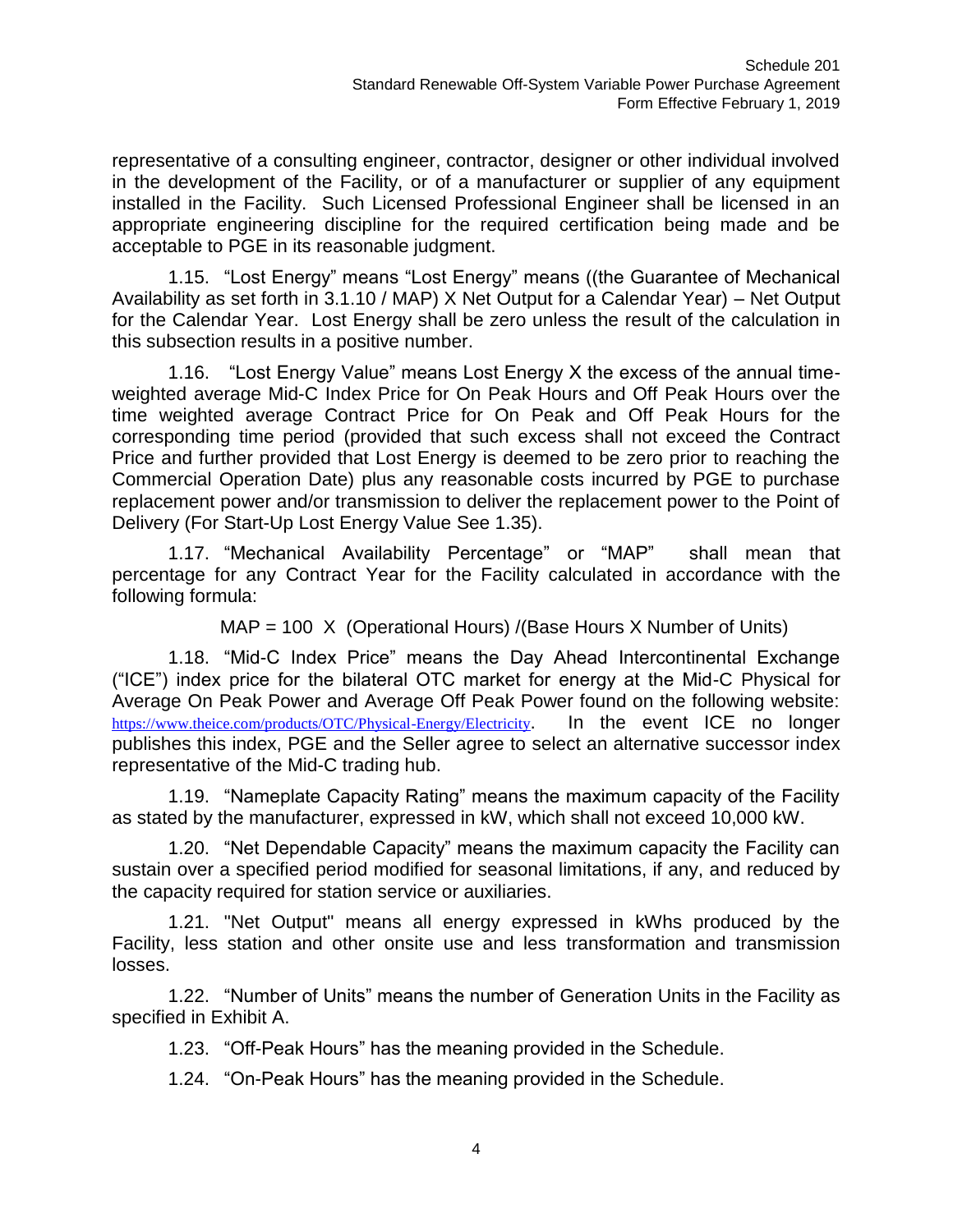representative of a consulting engineer, contractor, designer or other individual involved in the development of the Facility, or of a manufacturer or supplier of any equipment installed in the Facility. Such Licensed Professional Engineer shall be licensed in an appropriate engineering discipline for the required certification being made and be acceptable to PGE in its reasonable judgment.

1.15. "Lost Energy" means "Lost Energy" means ((the Guarantee of Mechanical Availability as set forth in 3.1.10 / MAP) X Net Output for a Calendar Year) – Net Output for the Calendar Year. Lost Energy shall be zero unless the result of the calculation in this subsection results in a positive number.

1.16. "Lost Energy Value" means Lost Energy X the excess of the annual time-weighted average Mid-C Index Price for On Peak Hours and Off Peak Hours over the time weighted average Contract Price for On Peak and Off Peak Hours for the corresponding time period (provided that such excess shall not exceed the Contract Price and further provided that Lost Energy is deemed to be zero prior to reaching the Commercial Operation Date) plus any reasonable costs incurred by PGE to purchase replacement power and/or transmission to deliver the replacement power to the Point of Delivery (For Start-Up Lost Energy Value See 1.35).

1.17. "Mechanical Availability Percentage" or "MAP" shall mean that percentage for any Contract Year for the Facility calculated in accordance with the following formula:

MAP = 100 X (Operational Hours) /(Base Hours X Number of Units)

1.18. "Mid-C Index Price" means the Day Ahead Intercontinental Exchange ("ICE") index price for the bilateral OTC market for energy at the Mid-C Physical for Average On Peak Power and Average Off Peak Power found on the following website: https://www.theice.com/products/OTC/Physical-Energy/Electricity. In the event ICE no longer publishes this index, PGE and the Seller agree to select an alternative successor index representative of the Mid-C trading hub.

1.19. "Nameplate Capacity Rating" means the maximum capacity of the Facility as stated by the manufacturer, expressed in kW, which shall not exceed 10,000 kW.

1.20. "Net Dependable Capacity" means the maximum capacity the Facility can sustain over a specified period modified for seasonal limitations, if any, and reduced by the capacity required for station service or auxiliaries.

1.21. "Net Output" means all energy expressed in kWhs produced by the Facility, less station and other onsite use and less transformation and transmission losses.

1.22. "Number of Units" means the number of Generation Units in the Facility as specified in Exhibit A.

1.23. "Off-Peak Hours" has the meaning provided in the Schedule.

1.24. "On-Peak Hours" has the meaning provided in the Schedule.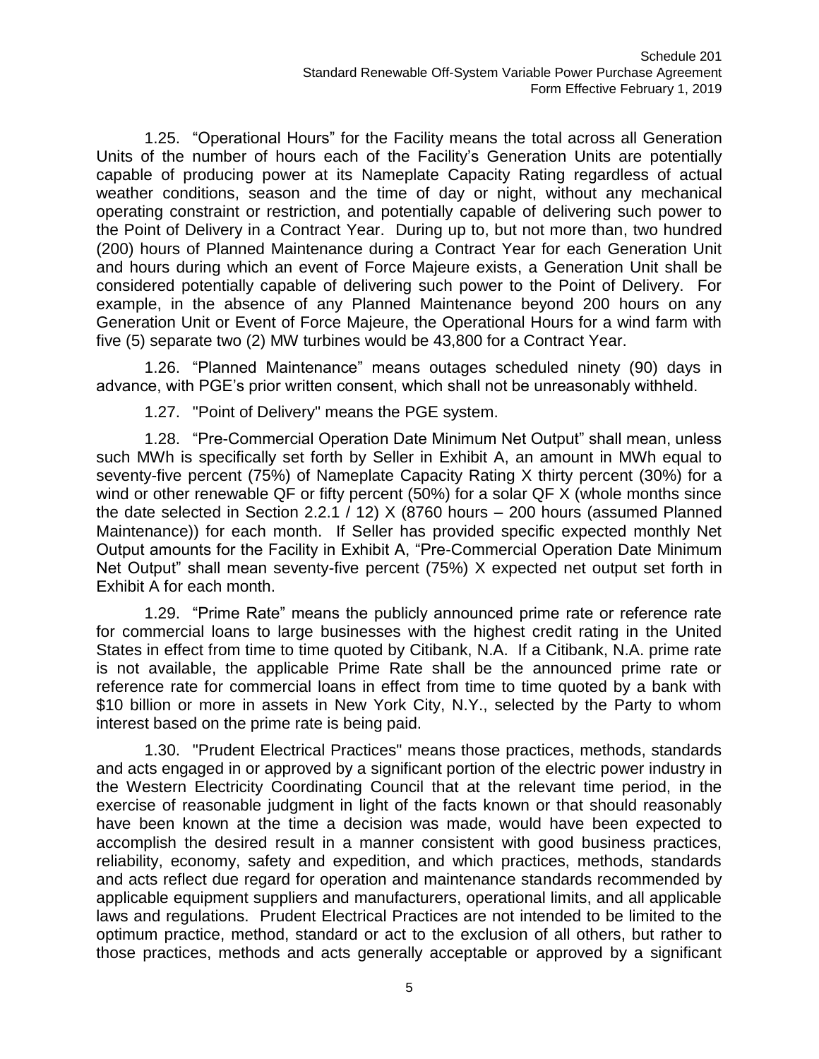1.25. “Operational Hours” for the Facility means the total across all Generation Units of the number of hours each of the Facility’s Generation Units are potentially capable of producing power at its Nameplate Capacity Rating regardless of actual weather conditions, season and the time of day or night, without any mechanical operating constraint or restriction, and potentially capable of delivering such power to the Point of Delivery in a Contract Year. During up to, but not more than, two hundred (200) hours of Planned Maintenance during a Contract Year for each Generation Unit and hours during which an event of Force Majeure exists, a Generation Unit shall be considered potentially capable of delivering such power to the Point of Delivery. For example, in the absence of any Planned Maintenance beyond 200 hours on any Generation Unit or Event of Force Majeure, the Operational Hours for a wind farm with five (5) separate two (2) MW turbines would be 43,800 for a Contract Year.

1.26. “Planned Maintenance” means outages scheduled ninety (90) days in advance, with PGE’s prior written consent, which shall not be unreasonably withheld.

1.27. "Point of Delivery" means the PGE system.

1.28. “Pre-Commercial Operation Date Minimum Net Output” shall mean, unless such MWh is specifically set forth by Seller in Exhibit A, an amount in MWh equal to seventy-five percent (75%) of Nameplate Capacity Rating X thirty percent (30%) for a wind or other renewable QF or fifty percent (50%) for a solar QF X (whole months since the date selected in Section 2.2.1 / 12) X (8760 hours – 200 hours (assumed Planned Maintenance)) for each month. If Seller has provided specific expected monthly Net Output amounts for the Facility in Exhibit A, “Pre-Commercial Operation Date Minimum Net Output” shall mean seventy-five percent (75%) X expected net output set forth in Exhibit A for each month.

1.29. “Prime Rate” means the publicly announced prime rate or reference rate for commercial loans to large businesses with the highest credit rating in the United States in effect from time to time quoted by Citibank, N.A. If a Citibank, N.A. prime rate is not available, the applicable Prime Rate shall be the announced prime rate or reference rate for commercial loans in effect from time to time quoted by a bank with $10 billion or more in assets in New York City, N.Y., selected by the Party to whom interest based on the prime rate is being paid.

1.30. "Prudent Electrical Practices" means those practices, methods, standards and acts engaged in or approved by a significant portion of the electric power industry in the Western Electricity Coordinating Council that at the relevant time period, in the exercise of reasonable judgment in light of the facts known or that should reasonably have been known at the time a decision was made, would have been expected to accomplish the desired result in a manner consistent with good business practices, reliability, economy, safety and expedition, and which practices, methods, standards and acts reflect due regard for operation and maintenance standards recommended by applicable equipment suppliers and manufacturers, operational limits, and all applicable laws and regulations. Prudent Electrical Practices are not intended to be limited to the optimum practice, method, standard or act to the exclusion of all others, but rather to those practices, methods and acts generally acceptable or approved by a significant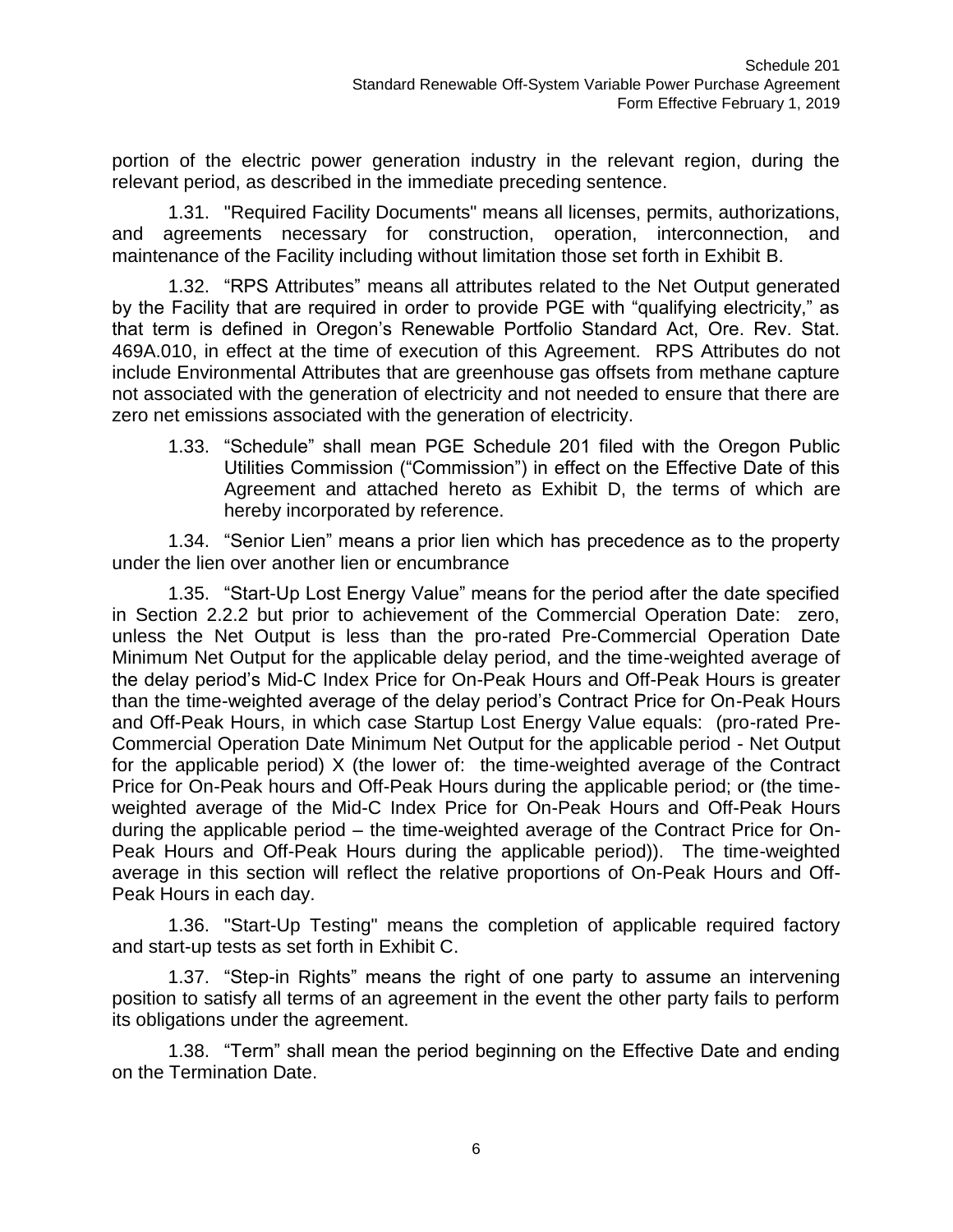portion of the electric power generation industry in the relevant region, during the relevant period, as described in the immediate preceding sentence.

1.31. "Required Facility Documents" means all licenses, permits, authorizations, and agreements necessary for construction, operation, interconnection, and maintenance of the Facility including without limitation those set forth in Exhibit B.

1.32. "RPS Attributes" means all attributes related to the Net Output generated by the Facility that are required in order to provide PGE with "qualifying electricity," as that term is defined in Oregon's Renewable Portfolio Standard Act, Ore. Rev. Stat. 469A.010, in effect at the time of execution of this Agreement. RPS Attributes do not include Environmental Attributes that are greenhouse gas offsets from methane capture not associated with the generation of electricity and not needed to ensure that there are zero net emissions associated with the generation of electricity.

1.33. "Schedule" shall mean PGE Schedule 201 filed with the Oregon Public Utilities Commission ("Commission") in effect on the Effective Date of this Agreement and attached hereto as Exhibit D, the terms of which are hereby incorporated by reference.

1.34. "Senior Lien" means a prior lien which has precedence as to the property under the lien over another lien or encumbrance

1.35. "Start-Up Lost Energy Value" means for the period after the date specified in Section 2.2.2 but prior to achievement of the Commercial Operation Date: zero, unless the Net Output is less than the pro-rated Pre-Commercial Operation Date Minimum Net Output for the applicable delay period, and the time-weighted average of the delay period's Mid-C Index Price for On-Peak Hours and Off-Peak Hours is greater than the time-weighted average of the delay period's Contract Price for On-Peak Hours and Off-Peak Hours, in which case Startup Lost Energy Value equals: (pro-rated Pre-Commercial Operation Date Minimum Net Output for the applicable period - Net Output for the applicable period) X (the lower of: the time-weighted average of the Contract Price for On-Peak hours and Off-Peak Hours during the applicable period; or (the time-weighted average of the Mid-C Index Price for On-Peak Hours and Off-Peak Hours during the applicable period – the time-weighted average of the Contract Price for On-Peak Hours and Off-Peak Hours during the applicable period)). The time-weighted average in this section will reflect the relative proportions of On-Peak Hours and Off-Peak Hours in each day.

1.36. "Start-Up Testing" means the completion of applicable required factory and start-up tests as set forth in Exhibit C.

1.37. "Step-in Rights" means the right of one party to assume an intervening position to satisfy all terms of an agreement in the event the other party fails to perform its obligations under the agreement.

1.38. "Term" shall mean the period beginning on the Effective Date and ending on the Termination Date.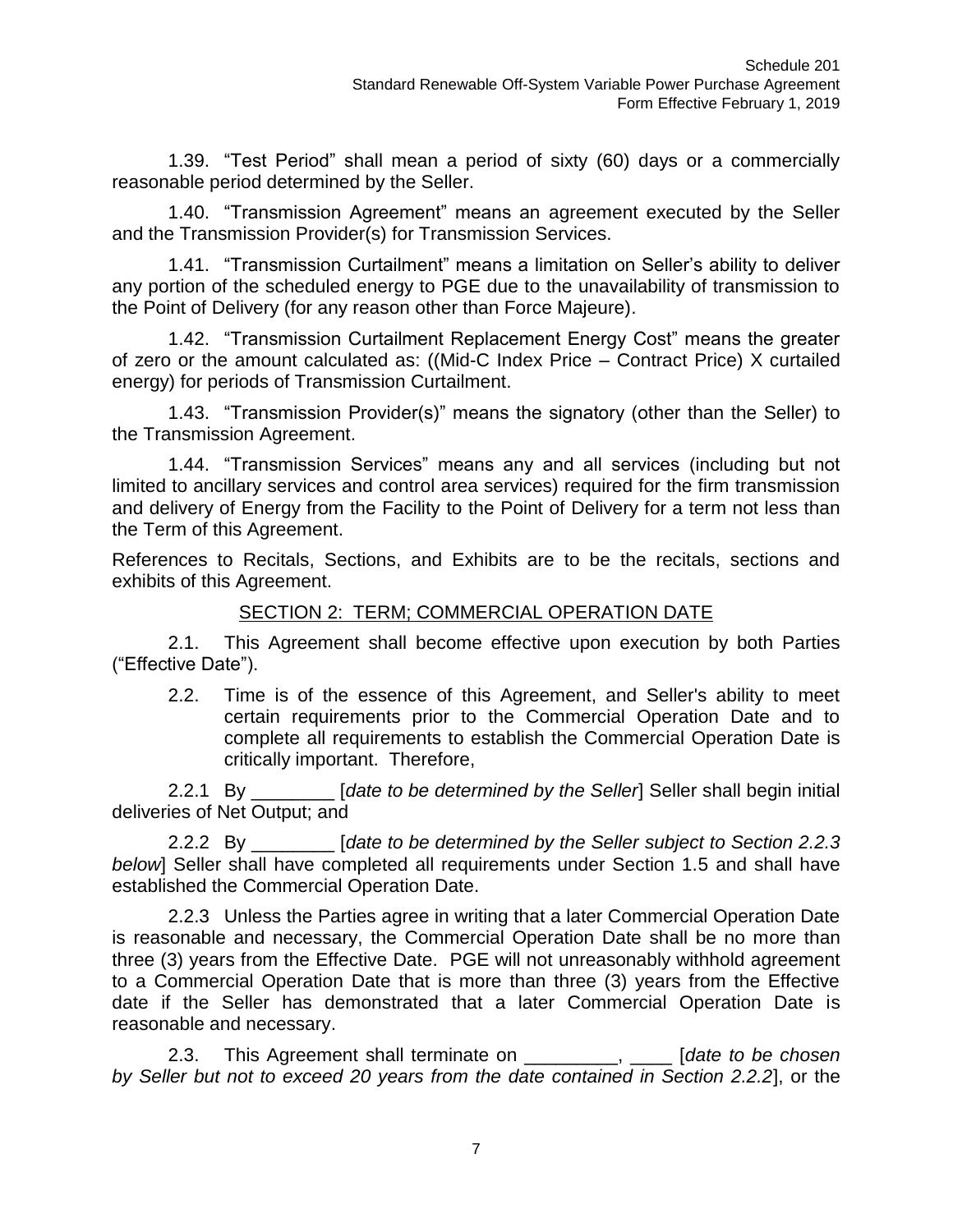1.39. "Test Period" shall mean a period of sixty (60) days or a commercially reasonable period determined by the Seller.

1.40. "Transmission Agreement" means an agreement executed by the Seller and the Transmission Provider(s) for Transmission Services.

1.41. "Transmission Curtailment" means a limitation on Seller's ability to deliver any portion of the scheduled energy to PGE due to the unavailability of transmission to the Point of Delivery (for any reason other than Force Majeure).

1.42. "Transmission Curtailment Replacement Energy Cost" means the greater of zero or the amount calculated as: ((Mid-C Index Price – Contract Price) X curtailed energy) for periods of Transmission Curtailment.

1.43. "Transmission Provider(s)" means the signatory (other than the Seller) to the Transmission Agreement.

1.44. "Transmission Services" means any and all services (including but not limited to ancillary services and control area services) required for the firm transmission and delivery of Energy from the Facility to the Point of Delivery for a term not less than the Term of this Agreement.

References to Recitals, Sections, and Exhibits are to be the recitals, sections and exhibits of this Agreement.

## SECTION 2: TERM; COMMERCIAL OPERATION DATE

2.1. This Agreement shall become effective upon execution by both Parties ("Effective Date").

2.2. Time is of the essence of this Agreement, and Seller's ability to meet certain requirements prior to the Commercial Operation Date and to complete all requirements to establish the Commercial Operation Date is critically important. Therefore,

2.2.1 By ________ [*date to be determined by the Seller*] Seller shall begin initial deliveries of Net Output; and

2.2.2 By ________ [*date to be determined by the Seller subject to Section 2.2.3 below*] Seller shall have completed all requirements under Section 1.5 and shall have established the Commercial Operation Date.

2.2.3 Unless the Parties agree in writing that a later Commercial Operation Date is reasonable and necessary, the Commercial Operation Date shall be no more than three (3) years from the Effective Date. PGE will not unreasonably withhold agreement to a Commercial Operation Date that is more than three (3) years from the Effective date if the Seller has demonstrated that a later Commercial Operation Date is reasonable and necessary.

2.3. This Agreement shall terminate on _________, ____ [*date to be chosen by Seller but not to exceed 20 years from the date contained in Section 2.2.2*], or the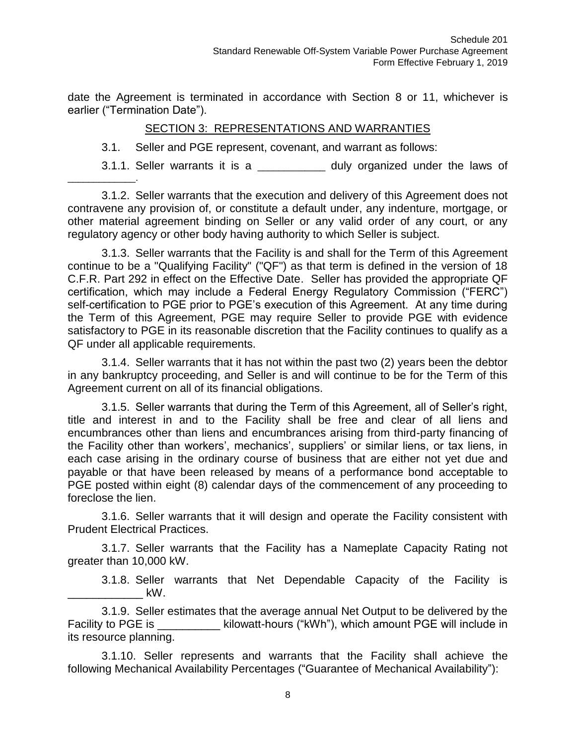date the Agreement is terminated in accordance with Section 8 or 11, whichever is earlier ("Termination Date").

## SECTION 3: REPRESENTATIONS AND WARRANTIES

3.1. Seller and PGE represent, covenant, and warrant as follows:

3.1.1. Seller warrants it is a ___________ duly organized under the laws of ___________.

3.1.2. Seller warrants that the execution and delivery of this Agreement does not contravene any provision of, or constitute a default under, any indenture, mortgage, or other material agreement binding on Seller or any valid order of any court, or any regulatory agency or other body having authority to which Seller is subject.

3.1.3. Seller warrants that the Facility is and shall for the Term of this Agreement continue to be a "Qualifying Facility" ("QF") as that term is defined in the version of 18 C.F.R. Part 292 in effect on the Effective Date. Seller has provided the appropriate QF certification, which may include a Federal Energy Regulatory Commission ("FERC") self-certification to PGE prior to PGE's execution of this Agreement. At any time during the Term of this Agreement, PGE may require Seller to provide PGE with evidence satisfactory to PGE in its reasonable discretion that the Facility continues to qualify as a QF under all applicable requirements.

3.1.4. Seller warrants that it has not within the past two (2) years been the debtor in any bankruptcy proceeding, and Seller is and will continue to be for the Term of this Agreement current on all of its financial obligations.

3.1.5. Seller warrants that during the Term of this Agreement, all of Seller's right, title and interest in and to the Facility shall be free and clear of all liens and encumbrances other than liens and encumbrances arising from third-party financing of the Facility other than workers', mechanics', suppliers' or similar liens, or tax liens, in each case arising in the ordinary course of business that are either not yet due and payable or that have been released by means of a performance bond acceptable to PGE posted within eight (8) calendar days of the commencement of any proceeding to foreclose the lien.

3.1.6. Seller warrants that it will design and operate the Facility consistent with Prudent Electrical Practices.

3.1.7. Seller warrants that the Facility has a Nameplate Capacity Rating not greater than 10,000 kW.

3.1.8. Seller warrants that Net Dependable Capacity of the Facility is ____________ kW.

3.1.9. Seller estimates that the average annual Net Output to be delivered by the Facility to PGE is __________ kilowatt-hours ("kWh"), which amount PGE will include in its resource planning.

3.1.10. Seller represents and warrants that the Facility shall achieve the following Mechanical Availability Percentages ("Guarantee of Mechanical Availability"):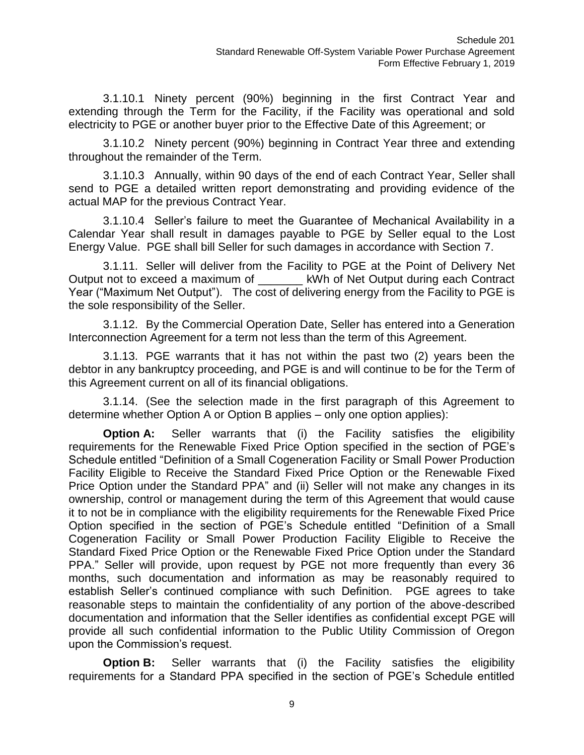3.1.10.1 Ninety percent (90%) beginning in the first Contract Year and extending through the Term for the Facility, if the Facility was operational and sold electricity to PGE or another buyer prior to the Effective Date of this Agreement; or

3.1.10.2 Ninety percent (90%) beginning in Contract Year three and extending throughout the remainder of the Term.

3.1.10.3 Annually, within 90 days of the end of each Contract Year, Seller shall send to PGE a detailed written report demonstrating and providing evidence of the actual MAP for the previous Contract Year.

3.1.10.4 Seller's failure to meet the Guarantee of Mechanical Availability in a Calendar Year shall result in damages payable to PGE by Seller equal to the Lost Energy Value. PGE shall bill Seller for such damages in accordance with Section 7.

3.1.11. Seller will deliver from the Facility to PGE at the Point of Delivery Net Output not to exceed a maximum of _______ kWh of Net Output during each Contract Year ("Maximum Net Output"). The cost of delivering energy from the Facility to PGE is the sole responsibility of the Seller.

3.1.12. By the Commercial Operation Date, Seller has entered into a Generation Interconnection Agreement for a term not less than the term of this Agreement.

3.1.13. PGE warrants that it has not within the past two (2) years been the debtor in any bankruptcy proceeding, and PGE is and will continue to be for the Term of this Agreement current on all of its financial obligations.

3.1.14. (See the selection made in the first paragraph of this Agreement to determine whether Option A or Option B applies – only one option applies):

**Option A:** Seller warrants that (i) the Facility satisfies the eligibility requirements for the Renewable Fixed Price Option specified in the section of PGE's Schedule entitled "Definition of a Small Cogeneration Facility or Small Power Production Facility Eligible to Receive the Standard Fixed Price Option or the Renewable Fixed Price Option under the Standard PPA" and (ii) Seller will not make any changes in its ownership, control or management during the term of this Agreement that would cause it to not be in compliance with the eligibility requirements for the Renewable Fixed Price Option specified in the section of PGE's Schedule entitled "Definition of a Small Cogeneration Facility or Small Power Production Facility Eligible to Receive the Standard Fixed Price Option or the Renewable Fixed Price Option under the Standard PPA." Seller will provide, upon request by PGE not more frequently than every 36 months, such documentation and information as may be reasonably required to establish Seller's continued compliance with such Definition. PGE agrees to take reasonable steps to maintain the confidentiality of any portion of the above-described documentation and information that the Seller identifies as confidential except PGE will provide all such confidential information to the Public Utility Commission of Oregon upon the Commission's request.

**Option B:** Seller warrants that (i) the Facility satisfies the eligibility requirements for a Standard PPA specified in the section of PGE's Schedule entitled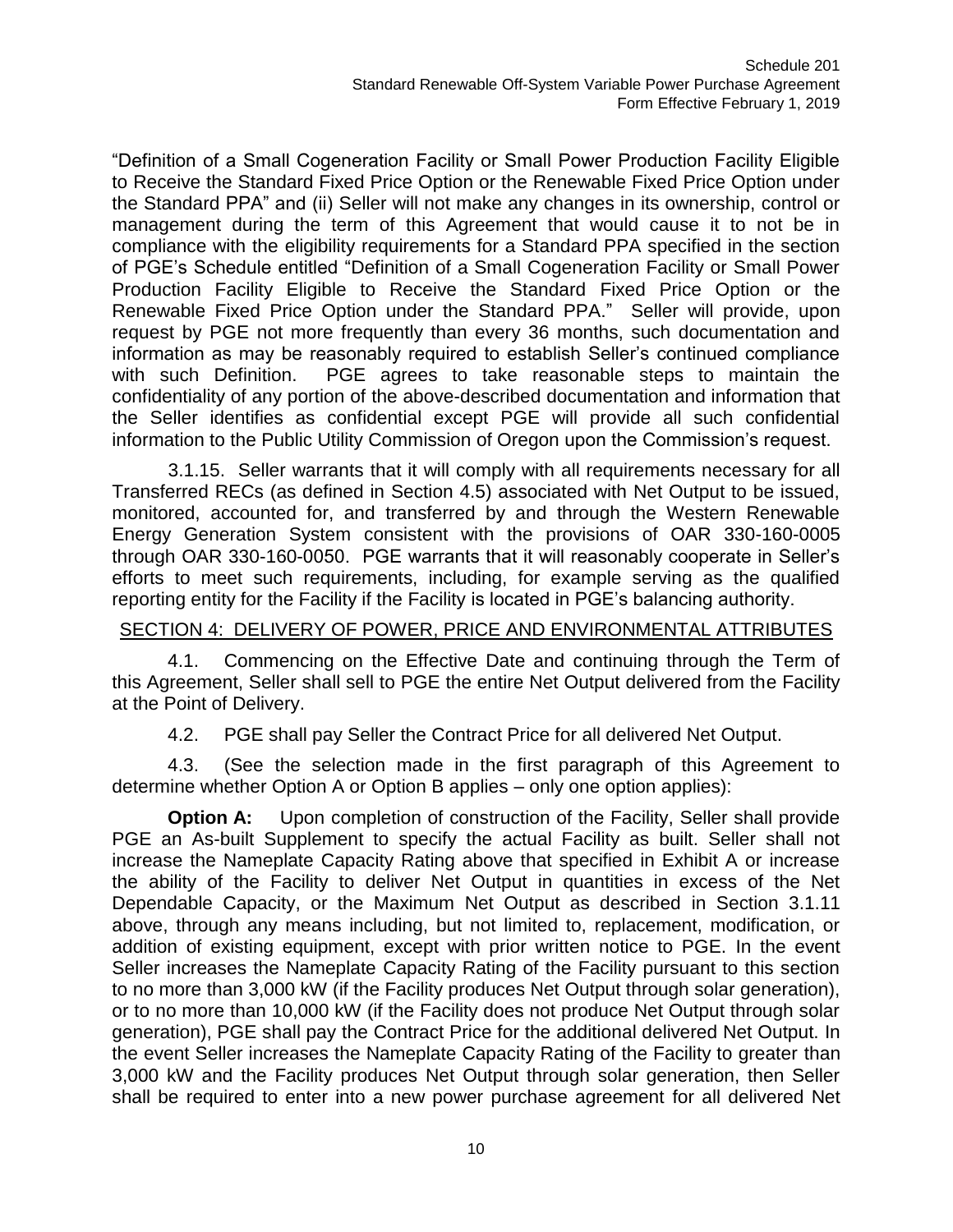"Definition of a Small Cogeneration Facility or Small Power Production Facility Eligible to Receive the Standard Fixed Price Option or the Renewable Fixed Price Option under the Standard PPA" and (ii) Seller will not make any changes in its ownership, control or management during the term of this Agreement that would cause it to not be in compliance with the eligibility requirements for a Standard PPA specified in the section of PGE's Schedule entitled "Definition of a Small Cogeneration Facility or Small Power Production Facility Eligible to Receive the Standard Fixed Price Option or the Renewable Fixed Price Option under the Standard PPA." Seller will provide, upon request by PGE not more frequently than every 36 months, such documentation and information as may be reasonably required to establish Seller's continued compliance with such Definition. PGE agrees to take reasonable steps to maintain the confidentiality of any portion of the above-described documentation and information that the Seller identifies as confidential except PGE will provide all such confidential information to the Public Utility Commission of Oregon upon the Commission's request.

3.1.15. Seller warrants that it will comply with all requirements necessary for all Transferred RECs (as defined in Section 4.5) associated with Net Output to be issued, monitored, accounted for, and transferred by and through the Western Renewable Energy Generation System consistent with the provisions of OAR 330-160-0005 through OAR 330-160-0050. PGE warrants that it will reasonably cooperate in Seller's efforts to meet such requirements, including, for example serving as the qualified reporting entity for the Facility if the Facility is located in PGE's balancing authority.

## SECTION 4: DELIVERY OF POWER, PRICE AND ENVIRONMENTAL ATTRIBUTES

4.1. Commencing on the Effective Date and continuing through the Term of this Agreement, Seller shall sell to PGE the entire Net Output delivered from the Facility at the Point of Delivery.

4.2. PGE shall pay Seller the Contract Price for all delivered Net Output.

4.3. (See the selection made in the first paragraph of this Agreement to determine whether Option A or Option B applies – only one option applies):

**Option A:** Upon completion of construction of the Facility, Seller shall provide PGE an As-built Supplement to specify the actual Facility as built. Seller shall not increase the Nameplate Capacity Rating above that specified in Exhibit A or increase the ability of the Facility to deliver Net Output in quantities in excess of the Net Dependable Capacity, or the Maximum Net Output as described in Section 3.1.11 above, through any means including, but not limited to, replacement, modification, or addition of existing equipment, except with prior written notice to PGE. In the event Seller increases the Nameplate Capacity Rating of the Facility pursuant to this section to no more than 3,000 kW (if the Facility produces Net Output through solar generation), or to no more than 10,000 kW (if the Facility does not produce Net Output through solar generation), PGE shall pay the Contract Price for the additional delivered Net Output. In the event Seller increases the Nameplate Capacity Rating of the Facility to greater than 3,000 kW and the Facility produces Net Output through solar generation, then Seller shall be required to enter into a new power purchase agreement for all delivered Net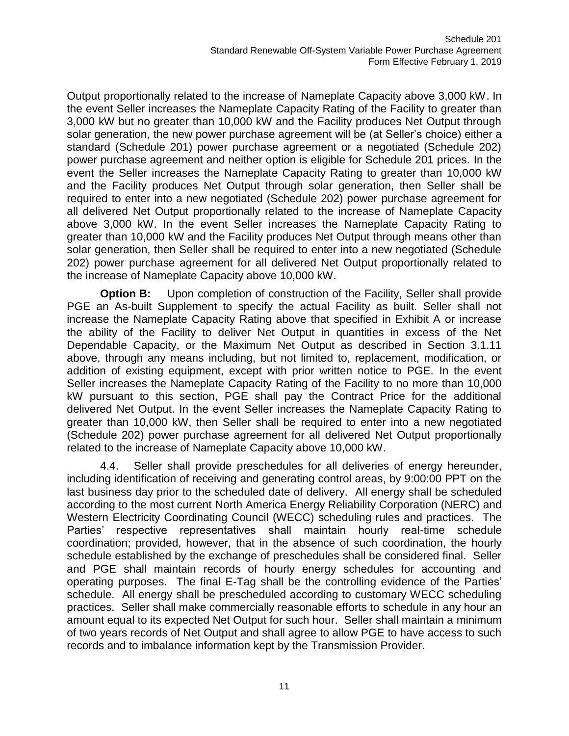Output proportionally related to the increase of Nameplate Capacity above 3,000 kW. In the event Seller increases the Nameplate Capacity Rating of the Facility to greater than 3,000 kW but no greater than 10,000 kW and the Facility produces Net Output through solar generation, the new power purchase agreement will be (at Seller's choice) either a standard (Schedule 201) power purchase agreement or a negotiated (Schedule 202) power purchase agreement and neither option is eligible for Schedule 201 prices. In the event the Seller increases the Nameplate Capacity Rating to greater than 10,000 kW and the Facility produces Net Output through solar generation, then Seller shall be required to enter into a new negotiated (Schedule 202) power purchase agreement for all delivered Net Output proportionally related to the increase of Nameplate Capacity above 3,000 kW. In the event Seller increases the Nameplate Capacity Rating to greater than 10,000 kW and the Facility produces Net Output through means other than solar generation, then Seller shall be required to enter into a new negotiated (Schedule 202) power purchase agreement for all delivered Net Output proportionally related to the increase of Nameplate Capacity above 10,000 kW.

**Option B:** Upon completion of construction of the Facility, Seller shall provide PGE an As-built Supplement to specify the actual Facility as built. Seller shall not increase the Nameplate Capacity Rating above that specified in Exhibit A or increase the ability of the Facility to deliver Net Output in quantities in excess of the Net Dependable Capacity, or the Maximum Net Output as described in Section 3.1.11 above, through any means including, but not limited to, replacement, modification, or addition of existing equipment, except with prior written notice to PGE. In the event Seller increases the Nameplate Capacity Rating of the Facility to no more than 10,000 kW pursuant to this section, PGE shall pay the Contract Price for the additional delivered Net Output. In the event Seller increases the Nameplate Capacity Rating to greater than 10,000 kW, then Seller shall be required to enter into a new negotiated (Schedule 202) power purchase agreement for all delivered Net Output proportionally related to the increase of Nameplate Capacity above 10,000 kW.

4.4. Seller shall provide preschedules for all deliveries of energy hereunder, including identification of receiving and generating control areas, by 9:00:00 PPT on the last business day prior to the scheduled date of delivery. All energy shall be scheduled according to the most current North America Energy Reliability Corporation (NERC) and Western Electricity Coordinating Council (WECC) scheduling rules and practices. The Parties' respective representatives shall maintain hourly real-time schedule coordination; provided, however, that in the absence of such coordination, the hourly schedule established by the exchange of preschedules shall be considered final. Seller and PGE shall maintain records of hourly energy schedules for accounting and operating purposes. The final E-Tag shall be the controlling evidence of the Parties' schedule. All energy shall be prescheduled according to customary WECC scheduling practices. Seller shall make commercially reasonable efforts to schedule in any hour an amount equal to its expected Net Output for such hour. Seller shall maintain a minimum of two years records of Net Output and shall agree to allow PGE to have access to such records and to imbalance information kept by the Transmission Provider.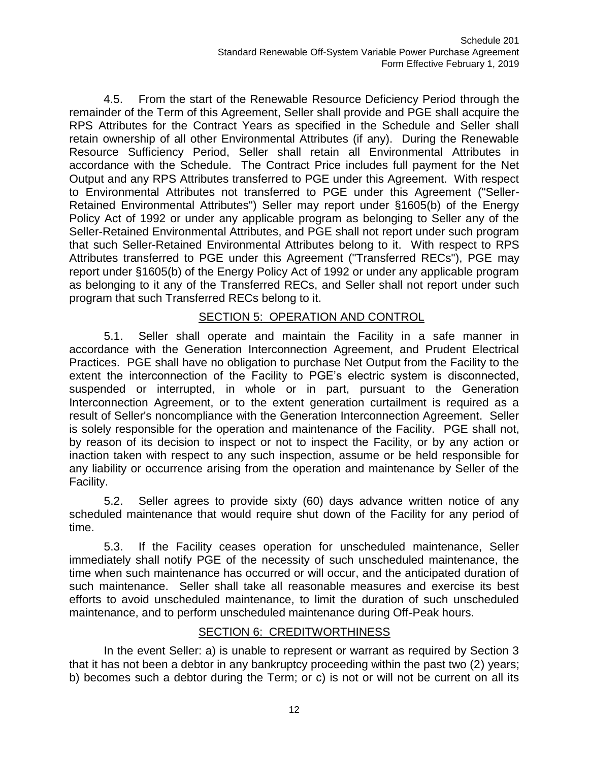4.5. From the start of the Renewable Resource Deficiency Period through the remainder of the Term of this Agreement, Seller shall provide and PGE shall acquire the RPS Attributes for the Contract Years as specified in the Schedule and Seller shall retain ownership of all other Environmental Attributes (if any). During the Renewable Resource Sufficiency Period, Seller shall retain all Environmental Attributes in accordance with the Schedule. The Contract Price includes full payment for the Net Output and any RPS Attributes transferred to PGE under this Agreement. With respect to Environmental Attributes not transferred to PGE under this Agreement ("Seller-Retained Environmental Attributes") Seller may report under §1605(b) of the Energy Policy Act of 1992 or under any applicable program as belonging to Seller any of the Seller-Retained Environmental Attributes, and PGE shall not report under such program that such Seller-Retained Environmental Attributes belong to it. With respect to RPS Attributes transferred to PGE under this Agreement ("Transferred RECs"), PGE may report under §1605(b) of the Energy Policy Act of 1992 or under any applicable program as belonging to it any of the Transferred RECs, and Seller shall not report under such program that such Transferred RECs belong to it.

## SECTION 5: OPERATION AND CONTROL

5.1. Seller shall operate and maintain the Facility in a safe manner in accordance with the Generation Interconnection Agreement, and Prudent Electrical Practices. PGE shall have no obligation to purchase Net Output from the Facility to the extent the interconnection of the Facility to PGE's electric system is disconnected, suspended or interrupted, in whole or in part, pursuant to the Generation Interconnection Agreement, or to the extent generation curtailment is required as a result of Seller's noncompliance with the Generation Interconnection Agreement. Seller is solely responsible for the operation and maintenance of the Facility. PGE shall not, by reason of its decision to inspect or not to inspect the Facility, or by any action or inaction taken with respect to any such inspection, assume or be held responsible for any liability or occurrence arising from the operation and maintenance by Seller of the Facility.

5.2. Seller agrees to provide sixty (60) days advance written notice of any scheduled maintenance that would require shut down of the Facility for any period of time.

5.3. If the Facility ceases operation for unscheduled maintenance, Seller immediately shall notify PGE of the necessity of such unscheduled maintenance, the time when such maintenance has occurred or will occur, and the anticipated duration of such maintenance. Seller shall take all reasonable measures and exercise its best efforts to avoid unscheduled maintenance, to limit the duration of such unscheduled maintenance, and to perform unscheduled maintenance during Off-Peak hours.

## SECTION 6: CREDITWORTHINESS

In the event Seller: a) is unable to represent or warrant as required by Section 3 that it has not been a debtor in any bankruptcy proceeding within the past two (2) years; b) becomes such a debtor during the Term; or c) is not or will not be current on all its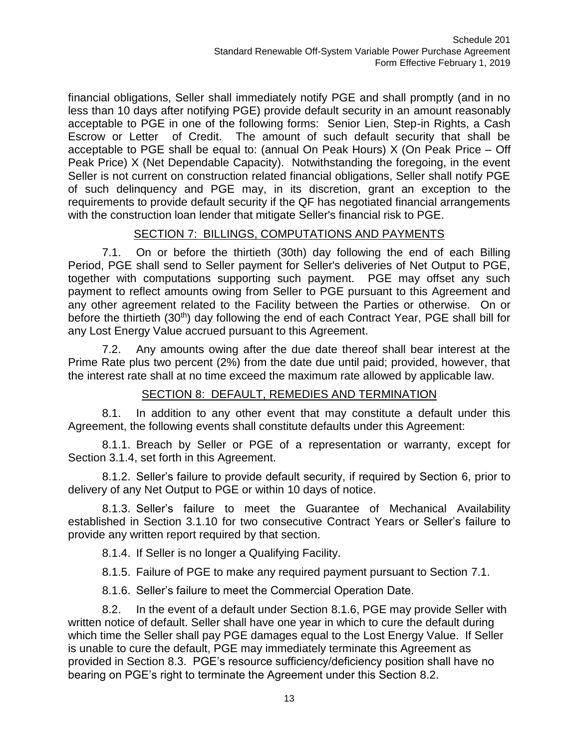financial obligations, Seller shall immediately notify PGE and shall promptly (and in no less than 10 days after notifying PGE) provide default security in an amount reasonably acceptable to PGE in one of the following forms: Senior Lien, Step-in Rights, a Cash Escrow or Letter of Credit. The amount of such default security that shall be acceptable to PGE shall be equal to: (annual On Peak Hours) X (On Peak Price – Off Peak Price) X (Net Dependable Capacity). Notwithstanding the foregoing, in the event Seller is not current on construction related financial obligations, Seller shall notify PGE of such delinquency and PGE may, in its discretion, grant an exception to the requirements to provide default security if the QF has negotiated financial arrangements with the construction loan lender that mitigate Seller's financial risk to PGE.

## SECTION 7: BILLINGS, COMPUTATIONS AND PAYMENTS

7.1. On or before the thirtieth (30th) day following the end of each Billing Period, PGE shall send to Seller payment for Seller's deliveries of Net Output to PGE, together with computations supporting such payment. PGE may offset any such payment to reflect amounts owing from Seller to PGE pursuant to this Agreement and any other agreement related to the Facility between the Parties or otherwise. On or before the thirtieth (30th) day following the end of each Contract Year, PGE shall bill for any Lost Energy Value accrued pursuant to this Agreement.

7.2. Any amounts owing after the due date thereof shall bear interest at the Prime Rate plus two percent (2%) from the date due until paid; provided, however, that the interest rate shall at no time exceed the maximum rate allowed by applicable law.

## SECTION 8: DEFAULT, REMEDIES AND TERMINATION

8.1. In addition to any other event that may constitute a default under this Agreement, the following events shall constitute defaults under this Agreement:

8.1.1. Breach by Seller or PGE of a representation or warranty, except for Section 3.1.4, set forth in this Agreement.

8.1.2. Seller's failure to provide default security, if required by Section 6, prior to delivery of any Net Output to PGE or within 10 days of notice.

8.1.3. Seller's failure to meet the Guarantee of Mechanical Availability established in Section 3.1.10 for two consecutive Contract Years or Seller's failure to provide any written report required by that section.

8.1.4. If Seller is no longer a Qualifying Facility.

8.1.5. Failure of PGE to make any required payment pursuant to Section 7.1.

8.1.6. Seller's failure to meet the Commercial Operation Date.

8.2. In the event of a default under Section 8.1.6, PGE may provide Seller with written notice of default. Seller shall have one year in which to cure the default during which time the Seller shall pay PGE damages equal to the Lost Energy Value. If Seller is unable to cure the default, PGE may immediately terminate this Agreement as provided in Section 8.3. PGE's resource sufficiency/deficiency position shall have no bearing on PGE's right to terminate the Agreement under this Section 8.2.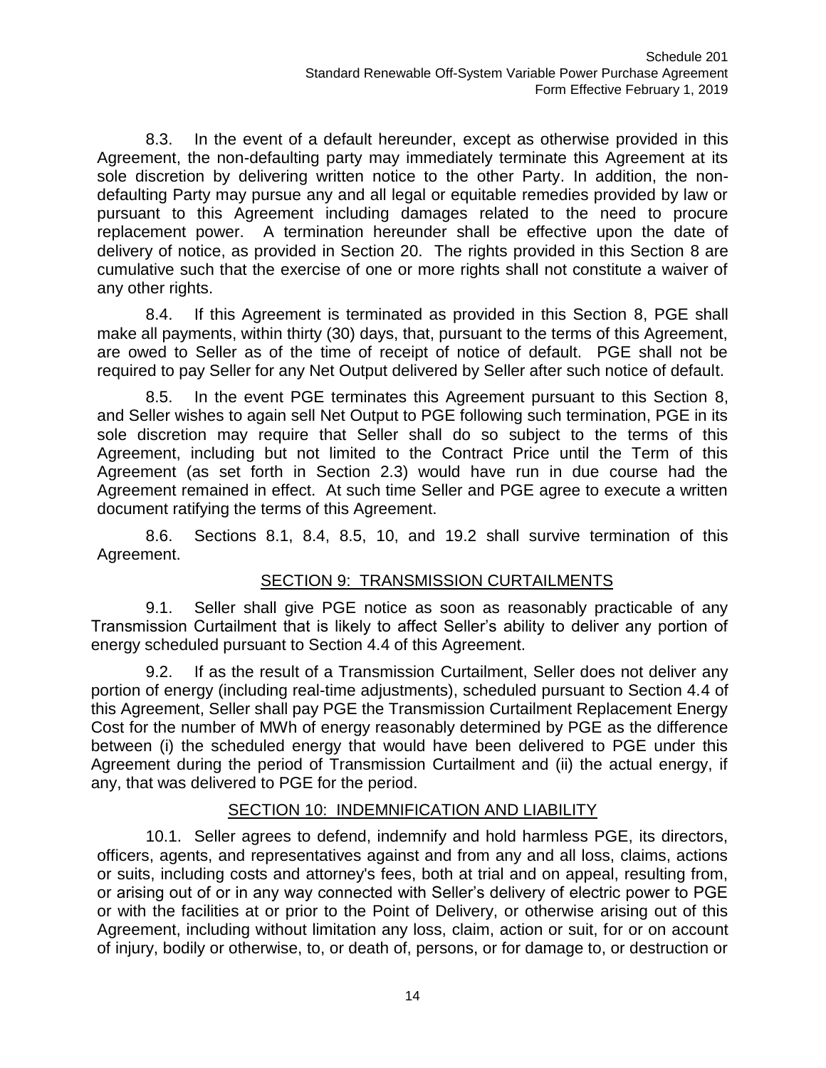8.3. In the event of a default hereunder, except as otherwise provided in this Agreement, the non-defaulting party may immediately terminate this Agreement at its sole discretion by delivering written notice to the other Party. In addition, the non-defaulting Party may pursue any and all legal or equitable remedies provided by law or pursuant to this Agreement including damages related to the need to procure replacement power. A termination hereunder shall be effective upon the date of delivery of notice, as provided in Section 20. The rights provided in this Section 8 are cumulative such that the exercise of one or more rights shall not constitute a waiver of any other rights.

8.4. If this Agreement is terminated as provided in this Section 8, PGE shall make all payments, within thirty (30) days, that, pursuant to the terms of this Agreement, are owed to Seller as of the time of receipt of notice of default. PGE shall not be required to pay Seller for any Net Output delivered by Seller after such notice of default.

8.5. In the event PGE terminates this Agreement pursuant to this Section 8, and Seller wishes to again sell Net Output to PGE following such termination, PGE in its sole discretion may require that Seller shall do so subject to the terms of this Agreement, including but not limited to the Contract Price until the Term of this Agreement (as set forth in Section 2.3) would have run in due course had the Agreement remained in effect. At such time Seller and PGE agree to execute a written document ratifying the terms of this Agreement.

8.6. Sections 8.1, 8.4, 8.5, 10, and 19.2 shall survive termination of this Agreement.

## SECTION 9: TRANSMISSION CURTAILMENTS

9.1. Seller shall give PGE notice as soon as reasonably practicable of any Transmission Curtailment that is likely to affect Seller's ability to deliver any portion of energy scheduled pursuant to Section 4.4 of this Agreement.

9.2. If as the result of a Transmission Curtailment, Seller does not deliver any portion of energy (including real-time adjustments), scheduled pursuant to Section 4.4 of this Agreement, Seller shall pay PGE the Transmission Curtailment Replacement Energy Cost for the number of MWh of energy reasonably determined by PGE as the difference between (i) the scheduled energy that would have been delivered to PGE under this Agreement during the period of Transmission Curtailment and (ii) the actual energy, if any, that was delivered to PGE for the period.

## SECTION 10: INDEMNIFICATION AND LIABILITY

10.1. Seller agrees to defend, indemnify and hold harmless PGE, its directors, officers, agents, and representatives against and from any and all loss, claims, actions or suits, including costs and attorney's fees, both at trial and on appeal, resulting from, or arising out of or in any way connected with Seller's delivery of electric power to PGE or with the facilities at or prior to the Point of Delivery, or otherwise arising out of this Agreement, including without limitation any loss, claim, action or suit, for or on account of injury, bodily or otherwise, to, or death of, persons, or for damage to, or destruction or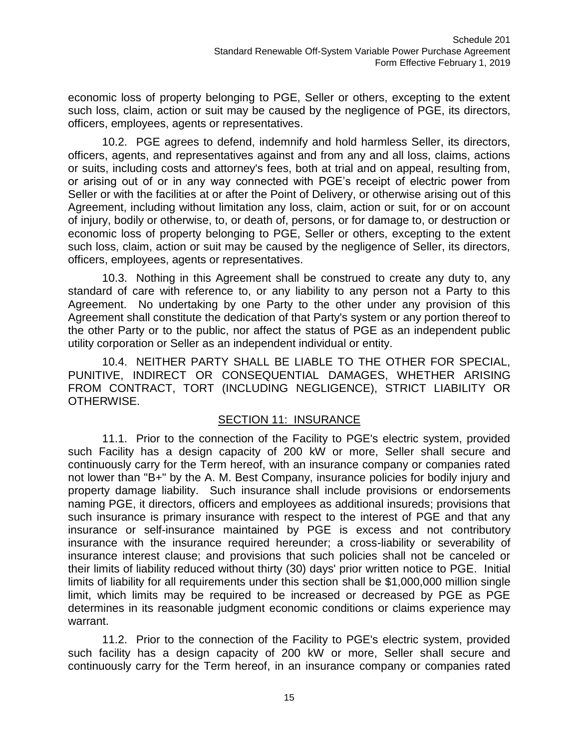economic loss of property belonging to PGE, Seller or others, excepting to the extent such loss, claim, action or suit may be caused by the negligence of PGE, its directors, officers, employees, agents or representatives.

10.2. PGE agrees to defend, indemnify and hold harmless Seller, its directors, officers, agents, and representatives against and from any and all loss, claims, actions or suits, including costs and attorney's fees, both at trial and on appeal, resulting from, or arising out of or in any way connected with PGE's receipt of electric power from Seller or with the facilities at or after the Point of Delivery, or otherwise arising out of this Agreement, including without limitation any loss, claim, action or suit, for or on account of injury, bodily or otherwise, to, or death of, persons, or for damage to, or destruction or economic loss of property belonging to PGE, Seller or others, excepting to the extent such loss, claim, action or suit may be caused by the negligence of Seller, its directors, officers, employees, agents or representatives.

10.3. Nothing in this Agreement shall be construed to create any duty to, any standard of care with reference to, or any liability to any person not a Party to this Agreement. No undertaking by one Party to the other under any provision of this Agreement shall constitute the dedication of that Party's system or any portion thereof to the other Party or to the public, nor affect the status of PGE as an independent public utility corporation or Seller as an independent individual or entity.

10.4. NEITHER PARTY SHALL BE LIABLE TO THE OTHER FOR SPECIAL, PUNITIVE, INDIRECT OR CONSEQUENTIAL DAMAGES, WHETHER ARISING FROM CONTRACT, TORT (INCLUDING NEGLIGENCE), STRICT LIABILITY OR OTHERWISE.

## SECTION 11: INSURANCE

11.1. Prior to the connection of the Facility to PGE's electric system, provided such Facility has a design capacity of 200 kW or more, Seller shall secure and continuously carry for the Term hereof, with an insurance company or companies rated not lower than "B+" by the A. M. Best Company, insurance policies for bodily injury and property damage liability. Such insurance shall include provisions or endorsements naming PGE, it directors, officers and employees as additional insureds; provisions that such insurance is primary insurance with respect to the interest of PGE and that any insurance or self-insurance maintained by PGE is excess and not contributory insurance with the insurance required hereunder; a cross-liability or severability of insurance interest clause; and provisions that such policies shall not be canceled or their limits of liability reduced without thirty (30) days' prior written notice to PGE. Initial limits of liability for all requirements under this section shall be $1,000,000 million single limit, which limits may be required to be increased or decreased by PGE as PGE determines in its reasonable judgment economic conditions or claims experience may warrant.

11.2. Prior to the connection of the Facility to PGE's electric system, provided such facility has a design capacity of 200 kW or more, Seller shall secure and continuously carry for the Term hereof, in an insurance company or companies rated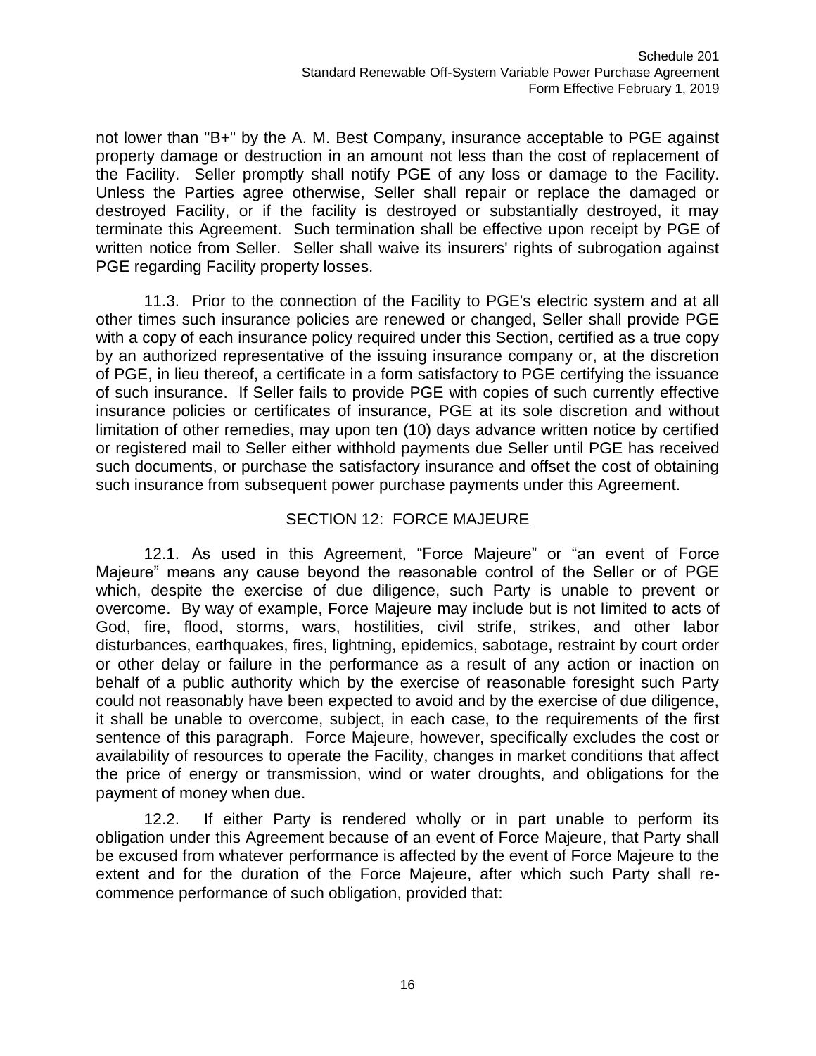not lower than "B+" by the A. M. Best Company, insurance acceptable to PGE against property damage or destruction in an amount not less than the cost of replacement of the Facility. Seller promptly shall notify PGE of any loss or damage to the Facility. Unless the Parties agree otherwise, Seller shall repair or replace the damaged or destroyed Facility, or if the facility is destroyed or substantially destroyed, it may terminate this Agreement. Such termination shall be effective upon receipt by PGE of written notice from Seller. Seller shall waive its insurers' rights of subrogation against PGE regarding Facility property losses.

11.3. Prior to the connection of the Facility to PGE's electric system and at all other times such insurance policies are renewed or changed, Seller shall provide PGE with a copy of each insurance policy required under this Section, certified as a true copy by an authorized representative of the issuing insurance company or, at the discretion of PGE, in lieu thereof, a certificate in a form satisfactory to PGE certifying the issuance of such insurance. If Seller fails to provide PGE with copies of such currently effective insurance policies or certificates of insurance, PGE at its sole discretion and without limitation of other remedies, may upon ten (10) days advance written notice by certified or registered mail to Seller either withhold payments due Seller until PGE has received such documents, or purchase the satisfactory insurance and offset the cost of obtaining such insurance from subsequent power purchase payments under this Agreement.

## SECTION 12: FORCE MAJEURE

12.1. As used in this Agreement, “Force Majeure” or “an event of Force Majeure” means any cause beyond the reasonable control of the Seller or of PGE which, despite the exercise of due diligence, such Party is unable to prevent or overcome. By way of example, Force Majeure may include but is not limited to acts of God, fire, flood, storms, wars, hostilities, civil strife, strikes, and other labor disturbances, earthquakes, fires, lightning, epidemics, sabotage, restraint by court order or other delay or failure in the performance as a result of any action or inaction on behalf of a public authority which by the exercise of reasonable foresight such Party could not reasonably have been expected to avoid and by the exercise of due diligence, it shall be unable to overcome, subject, in each case, to the requirements of the first sentence of this paragraph. Force Majeure, however, specifically excludes the cost or availability of resources to operate the Facility, changes in market conditions that affect the price of energy or transmission, wind or water droughts, and obligations for the payment of money when due.

12.2. If either Party is rendered wholly or in part unable to perform its obligation under this Agreement because of an event of Force Majeure, that Party shall be excused from whatever performance is affected by the event of Force Majeure to the extent and for the duration of the Force Majeure, after which such Party shall re-commence performance of such obligation, provided that: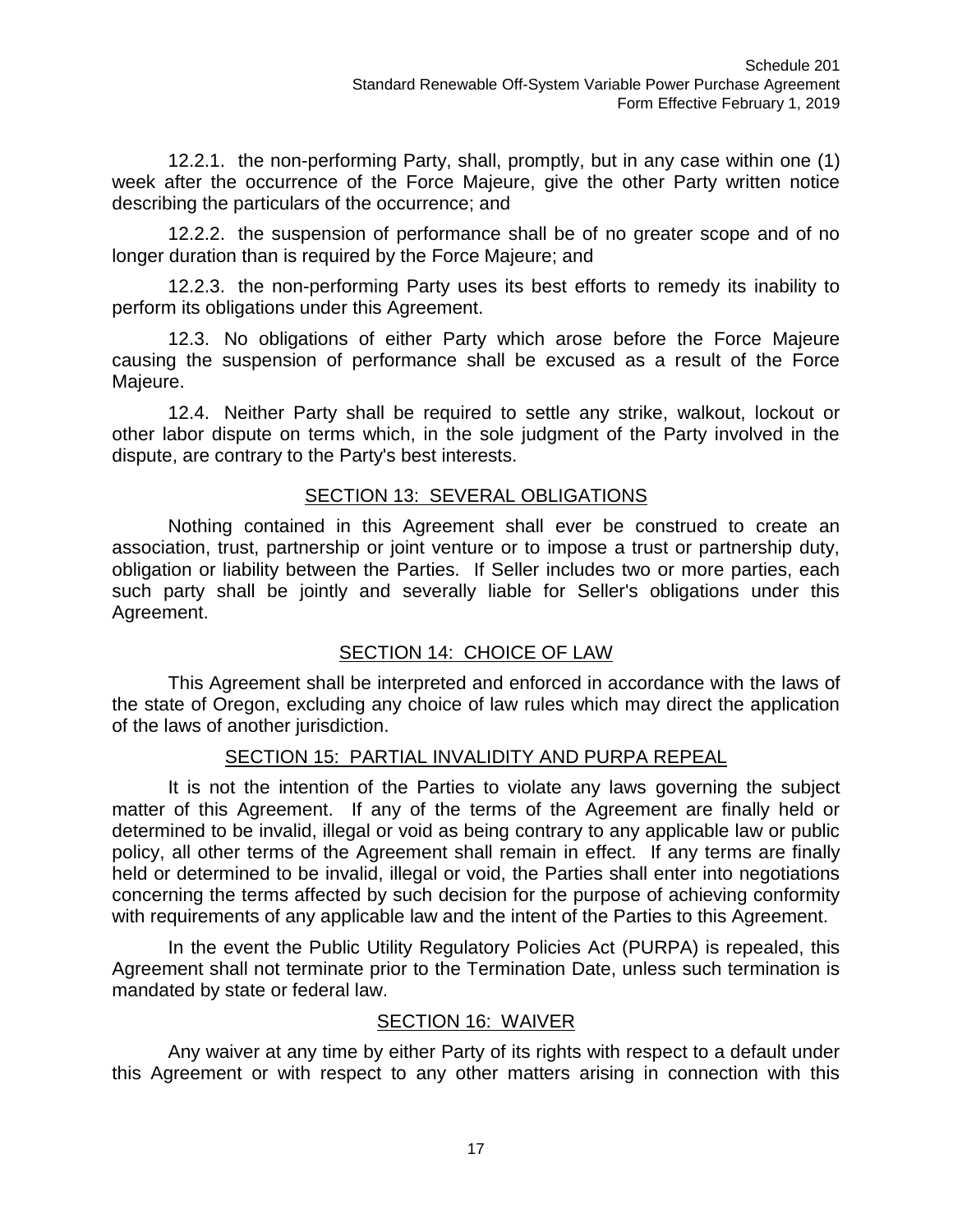12.2.1. the non-performing Party, shall, promptly, but in any case within one (1) week after the occurrence of the Force Majeure, give the other Party written notice describing the particulars of the occurrence; and

12.2.2. the suspension of performance shall be of no greater scope and of no longer duration than is required by the Force Majeure; and

12.2.3. the non-performing Party uses its best efforts to remedy its inability to perform its obligations under this Agreement.

12.3. No obligations of either Party which arose before the Force Majeure causing the suspension of performance shall be excused as a result of the Force Majeure.

12.4. Neither Party shall be required to settle any strike, walkout, lockout or other labor dispute on terms which, in the sole judgment of the Party involved in the dispute, are contrary to the Party's best interests.

## SECTION 13: SEVERAL OBLIGATIONS

Nothing contained in this Agreement shall ever be construed to create an association, trust, partnership or joint venture or to impose a trust or partnership duty, obligation or liability between the Parties. If Seller includes two or more parties, each such party shall be jointly and severally liable for Seller's obligations under this Agreement.

## SECTION 14: CHOICE OF LAW

This Agreement shall be interpreted and enforced in accordance with the laws of the state of Oregon, excluding any choice of law rules which may direct the application of the laws of another jurisdiction.

## SECTION 15: PARTIAL INVALIDITY AND PURPA REPEAL

It is not the intention of the Parties to violate any laws governing the subject matter of this Agreement. If any of the terms of the Agreement are finally held or determined to be invalid, illegal or void as being contrary to any applicable law or public policy, all other terms of the Agreement shall remain in effect. If any terms are finally held or determined to be invalid, illegal or void, the Parties shall enter into negotiations concerning the terms affected by such decision for the purpose of achieving conformity with requirements of any applicable law and the intent of the Parties to this Agreement.

In the event the Public Utility Regulatory Policies Act (PURPA) is repealed, this Agreement shall not terminate prior to the Termination Date, unless such termination is mandated by state or federal law.

## SECTION 16: WAIVER

Any waiver at any time by either Party of its rights with respect to a default under this Agreement or with respect to any other matters arising in connection with this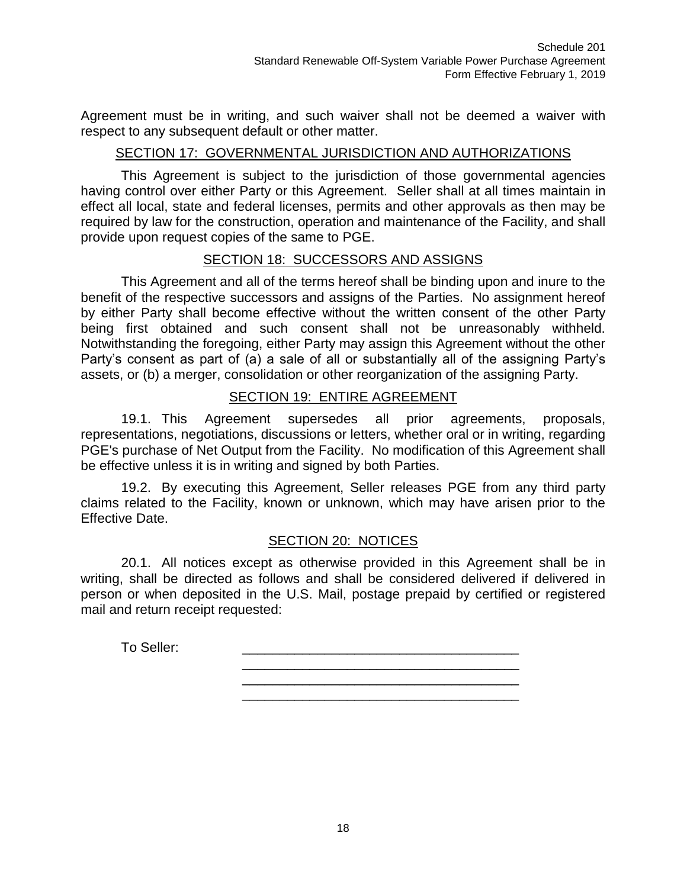Agreement must be in writing, and such waiver shall not be deemed a waiver with respect to any subsequent default or other matter.

## SECTION 17: GOVERNMENTAL JURISDICTION AND AUTHORIZATIONS

This Agreement is subject to the jurisdiction of those governmental agencies having control over either Party or this Agreement. Seller shall at all times maintain in effect all local, state and federal licenses, permits and other approvals as then may be required by law for the construction, operation and maintenance of the Facility, and shall provide upon request copies of the same to PGE.

## SECTION 18: SUCCESSORS AND ASSIGNS

This Agreement and all of the terms hereof shall be binding upon and inure to the benefit of the respective successors and assigns of the Parties. No assignment hereof by either Party shall become effective without the written consent of the other Party being first obtained and such consent shall not be unreasonably withheld. Notwithstanding the foregoing, either Party may assign this Agreement without the other Party's consent as part of (a) a sale of all or substantially all of the assigning Party's assets, or (b) a merger, consolidation or other reorganization of the assigning Party.

## SECTION 19: ENTIRE AGREEMENT

19.1. This Agreement supersedes all prior agreements, proposals, representations, negotiations, discussions or letters, whether oral or in writing, regarding PGE's purchase of Net Output from the Facility. No modification of this Agreement shall be effective unless it is in writing and signed by both Parties.

19.2. By executing this Agreement, Seller releases PGE from any third party claims related to the Facility, known or unknown, which may have arisen prior to the Effective Date.

## SECTION 20: NOTICES

20.1. All notices except as otherwise provided in this Agreement shall be in writing, shall be directed as follows and shall be considered delivered if delivered in person or when deposited in the U.S. Mail, postage prepaid by certified or registered mail and return receipt requested:

To Seller: ____________________________________
____________________________________
____________________________________
____________________________________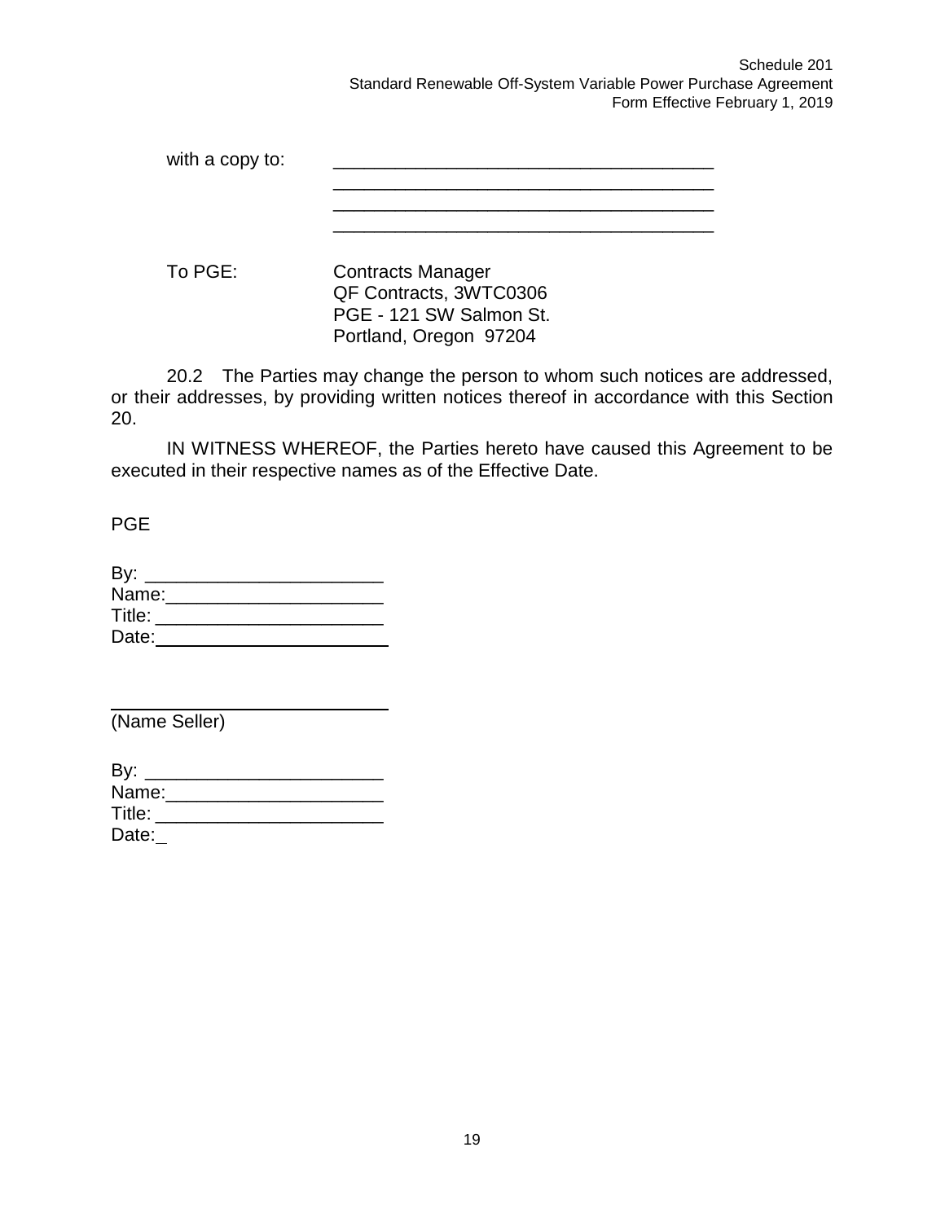with a copy to: \_\_\_\_\_\_\_\_\_\_\_\_\_\_\_\_\_\_\_\_\_\_\_\_\_\_\_\_\_\_\_\_\_\_\_\_\_\_\_
\_\_\_\_\_\_\_\_\_\_\_\_\_\_\_\_\_\_\_\_\_\_\_\_\_\_\_\_\_\_\_\_\_\_\_\_\_\_\_
\_\_\_\_\_\_\_\_\_\_\_\_\_\_\_\_\_\_\_\_\_\_\_\_\_\_\_\_\_\_\_\_\_\_\_\_\_\_\_
\_\_\_\_\_\_\_\_\_\_\_\_\_\_\_\_\_\_\_\_\_\_\_\_\_\_\_\_\_\_\_\_\_\_\_\_\_\_\_

To PGE: Contracts Manager
QF Contracts, 3WTC0306
PGE - 121 SW Salmon St.
Portland, Oregon 97204

20.2 The Parties may change the person to whom such notices are addressed, or their addresses, by providing written notices thereof in accordance with this Section 20.

IN WITNESS WHEREOF, the Parties hereto have caused this Agreement to be executed in their respective names as of the Effective Date.

PGE

By: \_\_\_\_\_\_\_\_\_\_\_\_\_\_\_\_\_\_\_\_\_\_\_
Name:\_\_\_\_\_\_\_\_\_\_\_\_\_\_\_\_\_\_\_\_\_
Title: \_\_\_\_\_\_\_\_\_\_\_\_\_\_\_\_\_\_\_\_\_\_
Date:\_\_\_\_\_\_\_\_\_\_\_\_\_\_\_\_\_\_\_\_\_\_

\_\_\_\_\_\_\_\_\_\_\_\_\_\_\_\_\_\_\_\_\_\_\_\_\_\_\_
(Name Seller)

By: \_\_\_\_\_\_\_\_\_\_\_\_\_\_\_\_\_\_\_\_\_\_\_
Name:\_\_\_\_\_\_\_\_\_\_\_\_\_\_\_\_\_\_\_\_\_
Title: \_\_\_\_\_\_\_\_\_\_\_\_\_\_\_\_\_\_\_\_\_\_
Date:\_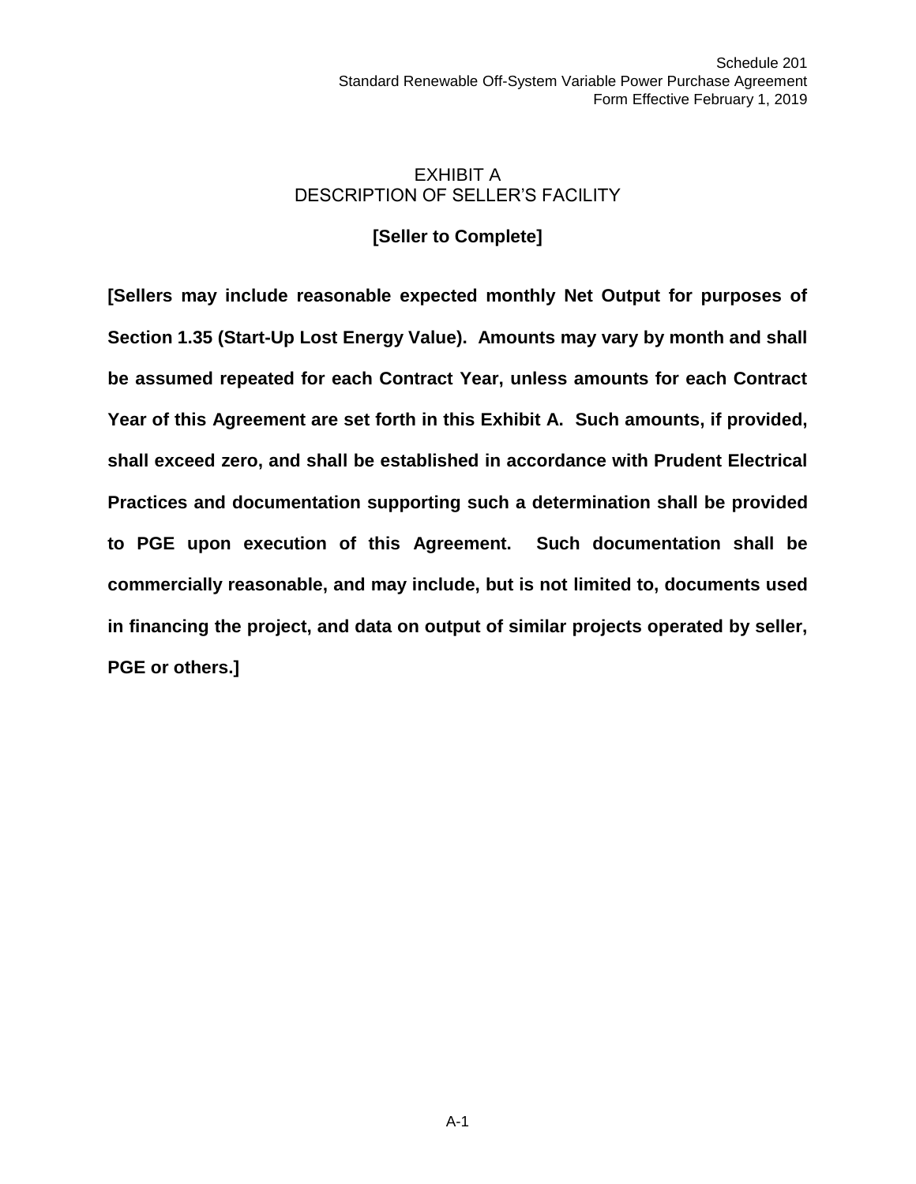# EXHIBIT A
# DESCRIPTION OF SELLER'S FACILITY

**[Seller to Complete]**

**[Sellers may include reasonable expected monthly Net Output for purposes of Section 1.35 (Start-Up Lost Energy Value). Amounts may vary by month and shall be assumed repeated for each Contract Year, unless amounts for each Contract Year of this Agreement are set forth in this Exhibit A. Such amounts, if provided, shall exceed zero, and shall be established in accordance with Prudent Electrical Practices and documentation supporting such a determination shall be provided to PGE upon execution of this Agreement. Such documentation shall be commercially reasonable, and may include, but is not limited to, documents used in financing the project, and data on output of similar projects operated by seller, PGE or others.]**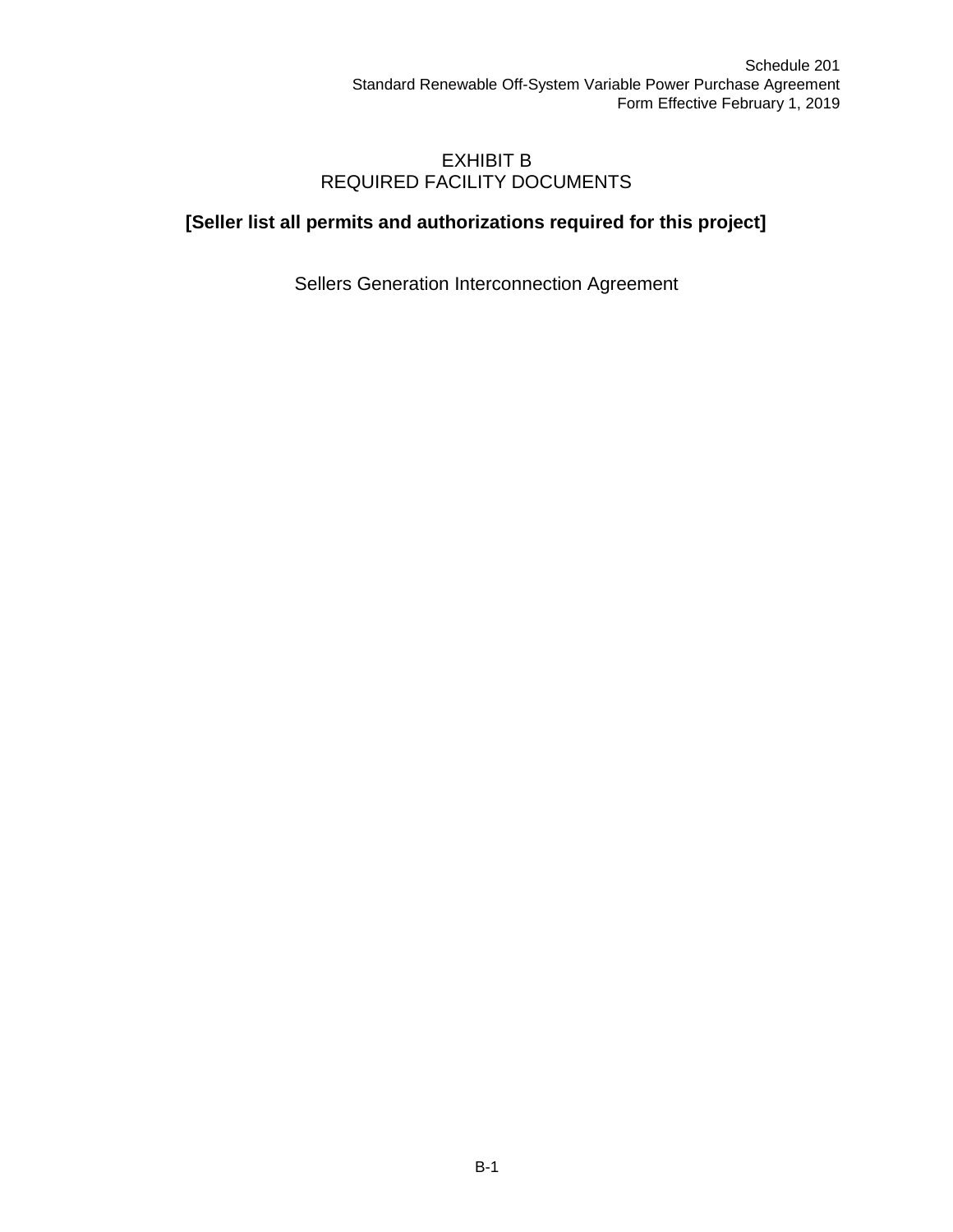# EXHIBIT B
# REQUIRED FACILITY DOCUMENTS

**[Seller list all permits and authorizations required for this project]**

Sellers Generation Interconnection Agreement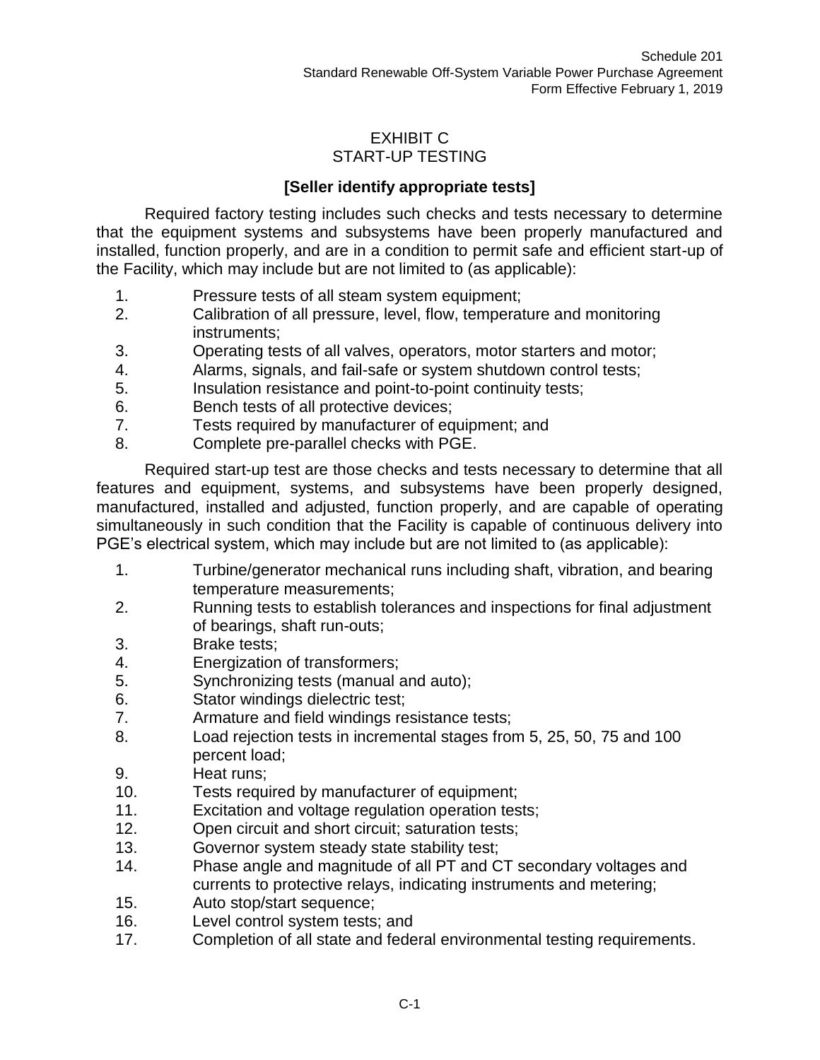# EXHIBIT C
## START-UP TESTING

**[Seller identify appropriate tests]**

Required factory testing includes such checks and tests necessary to determine that the equipment systems and subsystems have been properly manufactured and installed, function properly, and are in a condition to permit safe and efficient start-up of the Facility, which may include but are not limited to (as applicable):

1. Pressure tests of all steam system equipment;
2. Calibration of all pressure, level, flow, temperature and monitoring instruments;
3. Operating tests of all valves, operators, motor starters and motor;
4. Alarms, signals, and fail-safe or system shutdown control tests;
5. Insulation resistance and point-to-point continuity tests;
6. Bench tests of all protective devices;
7. Tests required by manufacturer of equipment; and
8. Complete pre-parallel checks with PGE.

Required start-up test are those checks and tests necessary to determine that all features and equipment, systems, and subsystems have been properly designed, manufactured, installed and adjusted, function properly, and are capable of operating simultaneously in such condition that the Facility is capable of continuous delivery into PGE's electrical system, which may include but are not limited to (as applicable):

1. Turbine/generator mechanical runs including shaft, vibration, and bearing temperature measurements;
2. Running tests to establish tolerances and inspections for final adjustment of bearings, shaft run-outs;
3. Brake tests;
4. Energization of transformers;
5. Synchronizing tests (manual and auto);
6. Stator windings dielectric test;
7. Armature and field windings resistance tests;
8. Load rejection tests in incremental stages from 5, 25, 50, 75 and 100 percent load;
9. Heat runs;
10. Tests required by manufacturer of equipment;
11. Excitation and voltage regulation operation tests;
12. Open circuit and short circuit; saturation tests;
13. Governor system steady state stability test;
14. Phase angle and magnitude of all PT and CT secondary voltages and currents to protective relays, indicating instruments and metering;
15. Auto stop/start sequence;
16. Level control system tests; and
17. Completion of all state and federal environmental testing requirements.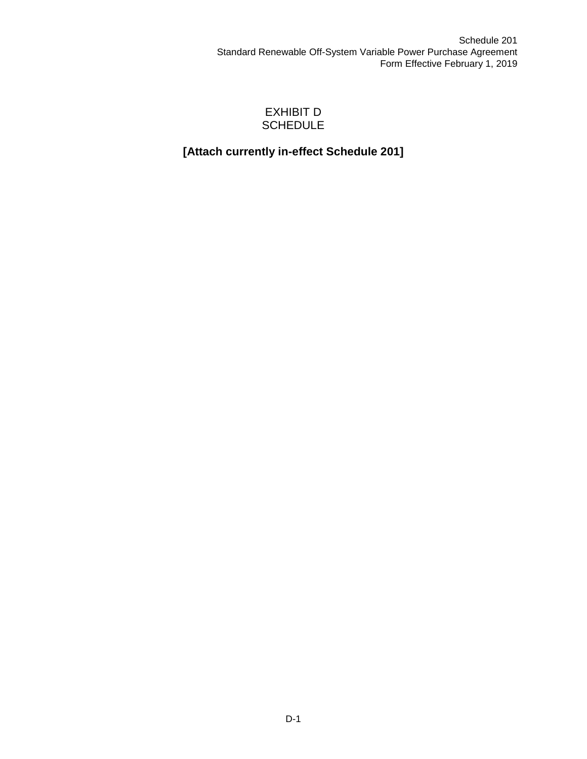# EXHIBIT D
# SCHEDULE

**[Attach currently in-effect Schedule 201]**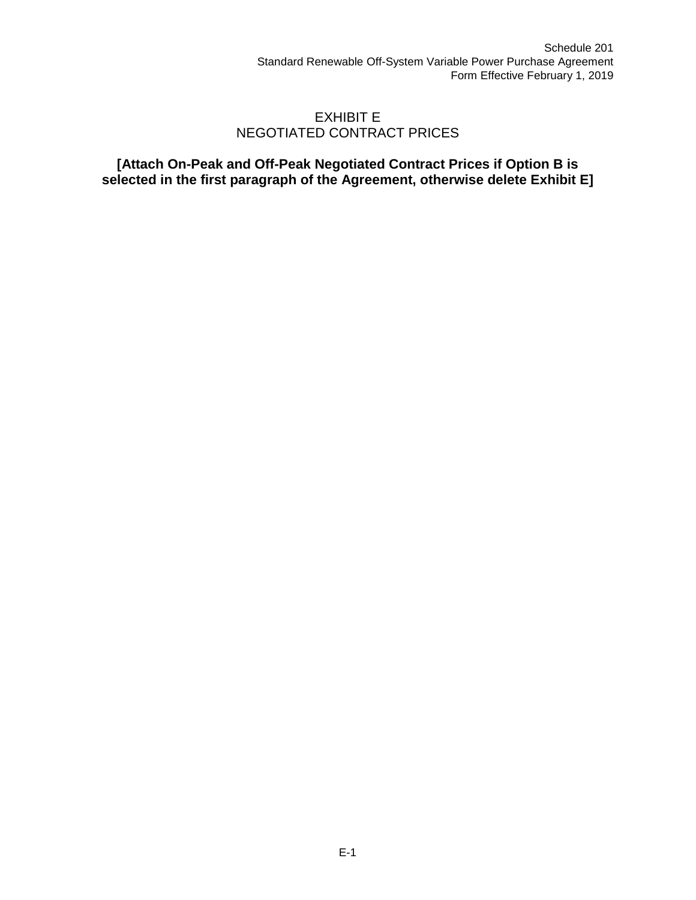# EXHIBIT E
# NEGOTIATED CONTRACT PRICES

**[Attach On-Peak and Off-Peak Negotiated Contract Prices if Option B is selected in the first paragraph of the Agreement, otherwise delete Exhibit E]**